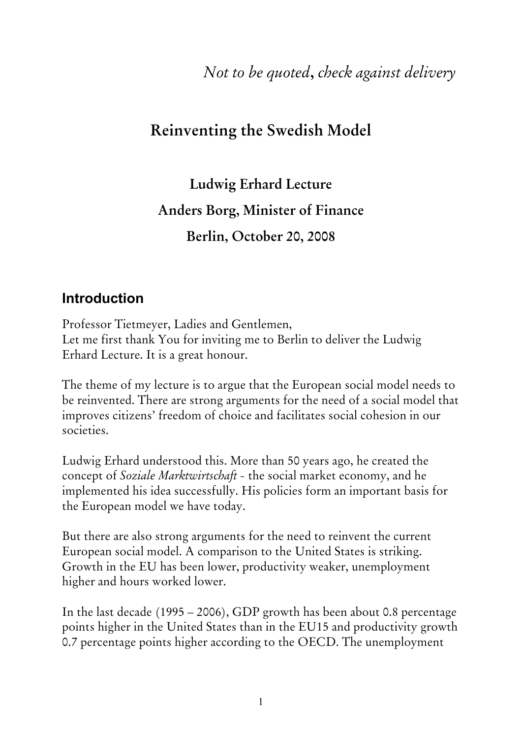*Not to be quoted*, *check against delivery*

# Reinventing the Swedish Model

**Ludwig Erhard Lecture**

**Anders Borg, Minister of Finance**

**Berlin, October 20, 2008**

## Introduction

Professor Tietmeyer, Ladies and Gentlemen,
Let me first thank You for inviting me to Berlin to deliver the Ludwig Erhard Lecture. It is a great honour.

The theme of my lecture is to argue that the European social model needs to be reinvented. There are strong arguments for the need of a social model that improves citizens' freedom of choice and facilitates social cohesion in our societies.

Ludwig Erhard understood this. More than 50 years ago, he created the concept of *Soziale Marktwirtschaft* - the social market economy, and he implemented his idea successfully. His policies form an important basis for the European model we have today.

But there are also strong arguments for the need to reinvent the current European social model. A comparison to the United States is striking. Growth in the EU has been lower, productivity weaker, unemployment higher and hours worked lower.

In the last decade (1995 – 2006), GDP growth has been about 0.8 percentage points higher in the United States than in the EU15 and productivity growth 0.7 percentage points higher according to the OECD. The unemployment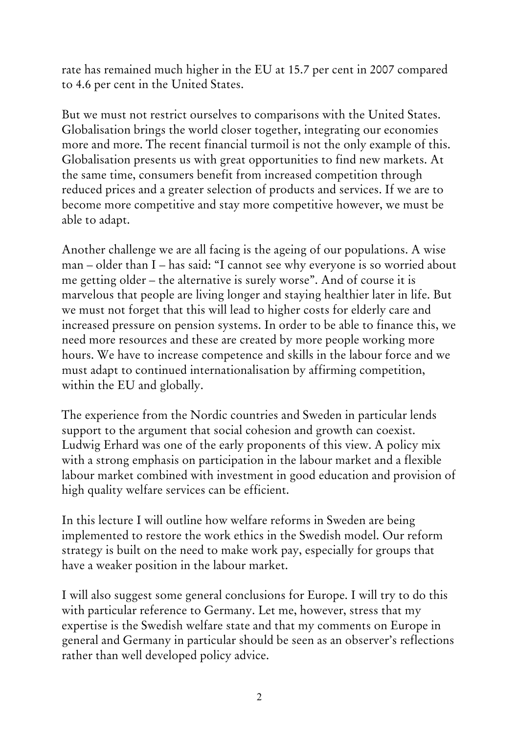rate has remained much higher in the EU at 15.7 per cent in 2007 compared to 4.6 per cent in the United States.

But we must not restrict ourselves to comparisons with the United States. Globalisation brings the world closer together, integrating our economies more and more. The recent financial turmoil is not the only example of this. Globalisation presents us with great opportunities to find new markets. At the same time, consumers benefit from increased competition through reduced prices and a greater selection of products and services. If we are to become more competitive and stay more competitive however, we must be able to adapt.

Another challenge we are all facing is the ageing of our populations. A wise man – older than I – has said: "I cannot see why everyone is so worried about me getting older – the alternative is surely worse". And of course it is marvelous that people are living longer and staying healthier later in life. But we must not forget that this will lead to higher costs for elderly care and increased pressure on pension systems. In order to be able to finance this, we need more resources and these are created by more people working more hours. We have to increase competence and skills in the labour force and we must adapt to continued internationalisation by affirming competition, within the EU and globally.

The experience from the Nordic countries and Sweden in particular lends support to the argument that social cohesion and growth can coexist. Ludwig Erhard was one of the early proponents of this view. A policy mix with a strong emphasis on participation in the labour market and a flexible labour market combined with investment in good education and provision of high quality welfare services can be efficient.

In this lecture I will outline how welfare reforms in Sweden are being implemented to restore the work ethics in the Swedish model. Our reform strategy is built on the need to make work pay, especially for groups that have a weaker position in the labour market.

I will also suggest some general conclusions for Europe. I will try to do this with particular reference to Germany. Let me, however, stress that my expertise is the Swedish welfare state and that my comments on Europe in general and Germany in particular should be seen as an observer's reflections rather than well developed policy advice.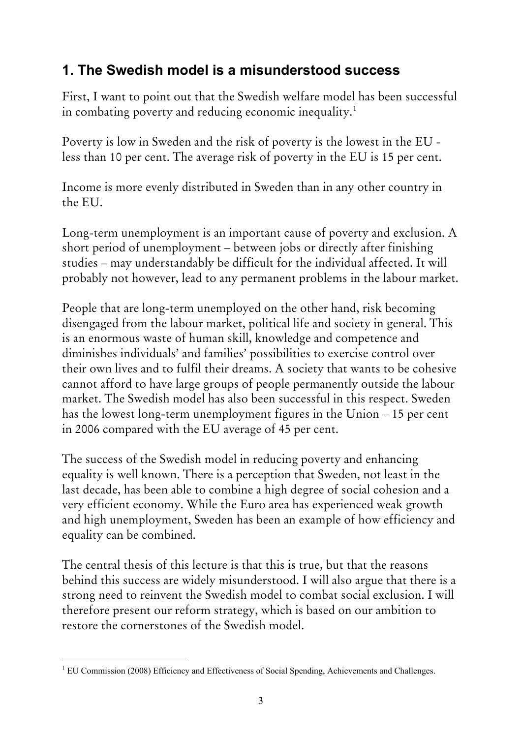## 1. The Swedish model is a misunderstood success

First, I want to point out that the Swedish welfare model has been successful in combating poverty and reducing economic inequality.[1]

Poverty is low in Sweden and the risk of poverty is the lowest in the EU - less than 10 per cent. The average risk of poverty in the EU is 15 per cent.

Income is more evenly distributed in Sweden than in any other country in the EU.

Long-term unemployment is an important cause of poverty and exclusion. A short period of unemployment – between jobs or directly after finishing studies – may understandably be difficult for the individual affected. It will probably not however, lead to any permanent problems in the labour market.

People that are long-term unemployed on the other hand, risk becoming disengaged from the labour market, political life and society in general. This is an enormous waste of human skill, knowledge and competence and diminishes individuals' and families' possibilities to exercise control over their own lives and to fulfil their dreams. A society that wants to be cohesive cannot afford to have large groups of people permanently outside the labour market. The Swedish model has also been successful in this respect. Sweden has the lowest long-term unemployment figures in the Union – 15 per cent in 2006 compared with the EU average of 45 per cent.

The success of the Swedish model in reducing poverty and enhancing equality is well known. There is a perception that Sweden, not least in the last decade, has been able to combine a high degree of social cohesion and a very efficient economy. While the Euro area has experienced weak growth and high unemployment, Sweden has been an example of how efficiency and equality can be combined.

The central thesis of this lecture is that this is true, but that the reasons behind this success are widely misunderstood. I will also argue that there is a strong need to reinvent the Swedish model to combat social exclusion. I will therefore present our reform strategy, which is based on our ambition to restore the cornerstones of the Swedish model.

---

[1] EU Commission (2008) Efficiency and Effectiveness of Social Spending, Achievements and Challenges.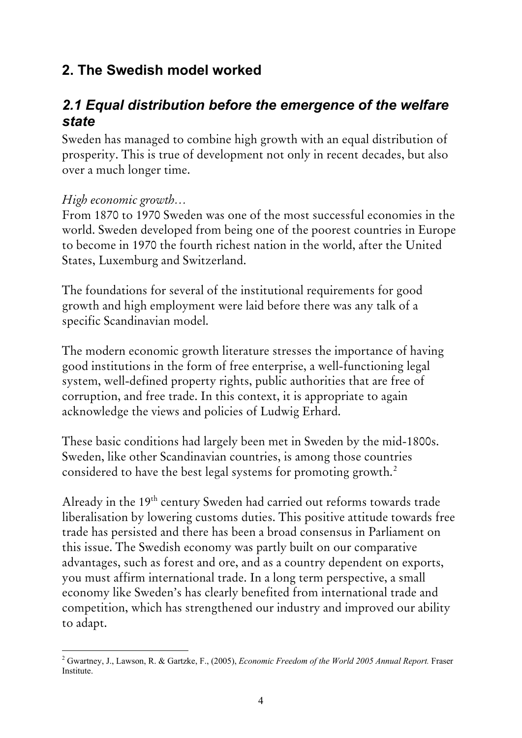## 2. The Swedish model worked

### *2.1 Equal distribution before the emergence of the welfare state*

Sweden has managed to combine high growth with an equal distribution of prosperity. This is true of development not only in recent decades, but also over a much longer time.

*High economic growth…*

From 1870 to 1970 Sweden was one of the most successful economies in the world. Sweden developed from being one of the poorest countries in Europe to become in 1970 the fourth richest nation in the world, after the United States, Luxemburg and Switzerland.

The foundations for several of the institutional requirements for good growth and high employment were laid before there was any talk of a specific Scandinavian model.

The modern economic growth literature stresses the importance of having good institutions in the form of free enterprise, a well-functioning legal system, well-defined property rights, public authorities that are free of corruption, and free trade. In this context, it is appropriate to again acknowledge the views and policies of Ludwig Erhard.

These basic conditions had largely been met in Sweden by the mid-1800s. Sweden, like other Scandinavian countries, is among those countries considered to have the best legal systems for promoting growth.[2]

Already in the 19th century Sweden had carried out reforms towards trade liberalisation by lowering customs duties. This positive attitude towards free trade has persisted and there has been a broad consensus in Parliament on this issue. The Swedish economy was partly built on our comparative advantages, such as forest and ore, and as a country dependent on exports, you must affirm international trade. In a long term perspective, a small economy like Sweden's has clearly benefited from international trade and competition, which has strengthened our industry and improved our ability to adapt.

[2] Gwartney, J., Lawson, R. & Gartzke, F., (2005), *Economic Freedom of the World 2005 Annual Report.* Fraser Institute.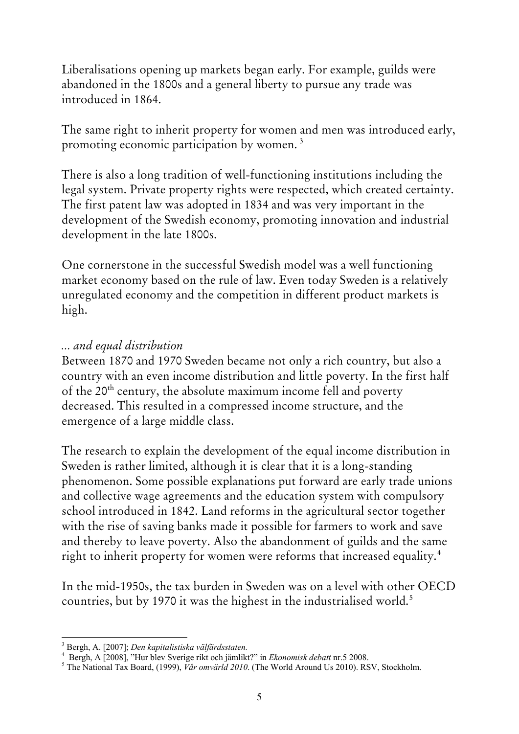Liberalisations opening up markets began early. For example, guilds were abandoned in the 1800s and a general liberty to pursue any trade was introduced in 1864.

The same right to inherit property for women and men was introduced early, promoting economic participation by women. [3]

There is also a long tradition of well-functioning institutions including the legal system. Private property rights were respected, which created certainty. The first patent law was adopted in 1834 and was very important in the development of the Swedish economy, promoting innovation and industrial development in the late 1800s.

One cornerstone in the successful Swedish model was a well functioning market economy based on the rule of law. Even today Sweden is a relatively unregulated economy and the competition in different product markets is high.

*... and equal distribution*

Between 1870 and 1970 Sweden became not only a rich country, but also a country with an even income distribution and little poverty. In the first half of the 20th century, the absolute maximum income fell and poverty decreased. This resulted in a compressed income structure, and the emergence of a large middle class.

The research to explain the development of the equal income distribution in Sweden is rather limited, although it is clear that it is a long-standing phenomenon. Some possible explanations put forward are early trade unions and collective wage agreements and the education system with compulsory school introduced in 1842. Land reforms in the agricultural sector together with the rise of saving banks made it possible for farmers to work and save and thereby to leave poverty. Also the abandonment of guilds and the same right to inherit property for women were reforms that increased equality.[4]

In the mid-1950s, the tax burden in Sweden was on a level with other OECD countries, but by 1970 it was the highest in the industrialised world.[5]

---

[3] Bergh, A. [2007]; *Den kapitalistiska välfärdsstaten.*

[4] Bergh, A [2008], "Hur blev Sverige rikt och jämlikt?" in *Ekonomisk debatt* nr.5 2008.

[5] The National Tax Board, (1999), *Vår omvärld 2010*. (The World Around Us 2010). RSV, Stockholm.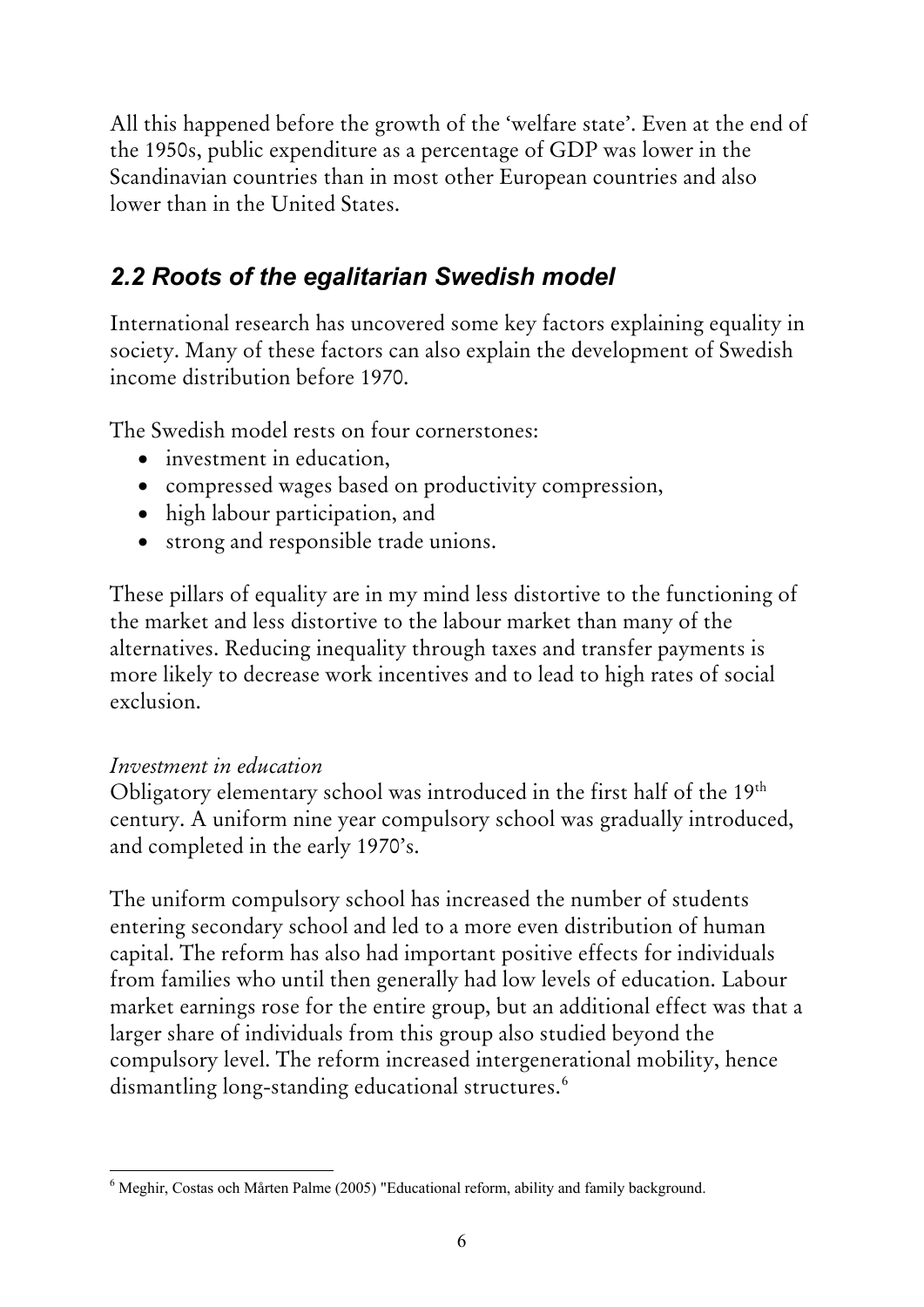All this happened before the growth of the 'welfare state'. Even at the end of the 1950s, public expenditure as a percentage of GDP was lower in the Scandinavian countries than in most other European countries and also lower than in the United States.

## *2.2 Roots of the egalitarian Swedish model*

International research has uncovered some key factors explaining equality in society. Many of these factors can also explain the development of Swedish income distribution before 1970.

The Swedish model rests on four cornerstones:

- investment in education,
- compressed wages based on productivity compression,
- high labour participation, and
- strong and responsible trade unions.

These pillars of equality are in my mind less distortive to the functioning of the market and less distortive to the labour market than many of the alternatives. Reducing inequality through taxes and transfer payments is more likely to decrease work incentives and to lead to high rates of social exclusion.

*Investment in education*

Obligatory elementary school was introduced in the first half of the 19th century. A uniform nine year compulsory school was gradually introduced, and completed in the early 1970's.

The uniform compulsory school has increased the number of students entering secondary school and led to a more even distribution of human capital. The reform has also had important positive effects for individuals from families who until then generally had low levels of education. Labour market earnings rose for the entire group, but an additional effect was that a larger share of individuals from this group also studied beyond the compulsory level. The reform increased intergenerational mobility, hence dismantling long-standing educational structures.[6]

[6] Meghir, Costas och Mårten Palme (2005) "Educational reform, ability and family background.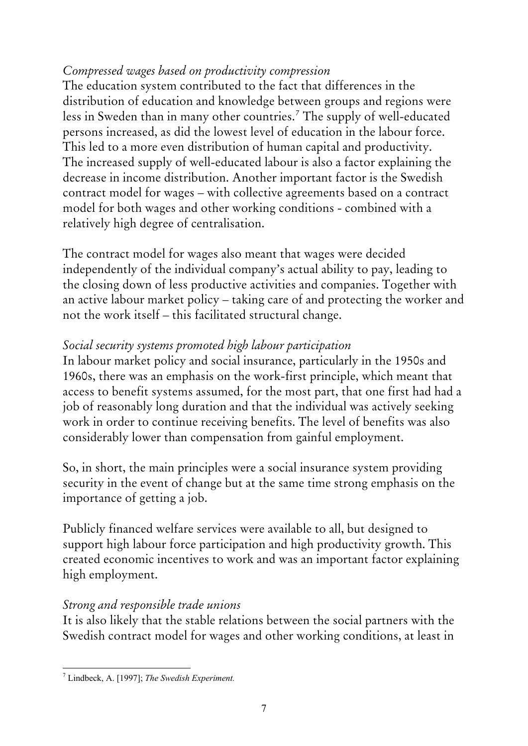*Compressed wages based on productivity compression*
The education system contributed to the fact that differences in the distribution of education and knowledge between groups and regions were less in Sweden than in many other countries.[7] The supply of well-educated persons increased, as did the lowest level of education in the labour force. This led to a more even distribution of human capital and productivity. The increased supply of well-educated labour is also a factor explaining the decrease in income distribution. Another important factor is the Swedish contract model for wages – with collective agreements based on a contract model for both wages and other working conditions - combined with a relatively high degree of centralisation.

The contract model for wages also meant that wages were decided independently of the individual company's actual ability to pay, leading to the closing down of less productive activities and companies. Together with an active labour market policy – taking care of and protecting the worker and not the work itself – this facilitated structural change.

*Social security systems promoted high labour participation*
In labour market policy and social insurance, particularly in the 1950s and 1960s, there was an emphasis on the work-first principle, which meant that access to benefit systems assumed, for the most part, that one first had had a job of reasonably long duration and that the individual was actively seeking work in order to continue receiving benefits. The level of benefits was also considerably lower than compensation from gainful employment.

So, in short, the main principles were a social insurance system providing security in the event of change but at the same time strong emphasis on the importance of getting a job.

Publicly financed welfare services were available to all, but designed to support high labour force participation and high productivity growth. This created economic incentives to work and was an important factor explaining high employment.

*Strong and responsible trade unions*
It is also likely that the stable relations between the social partners with the Swedish contract model for wages and other working conditions, at least in

[7] Lindbeck, A. [1997]; *The Swedish Experiment.*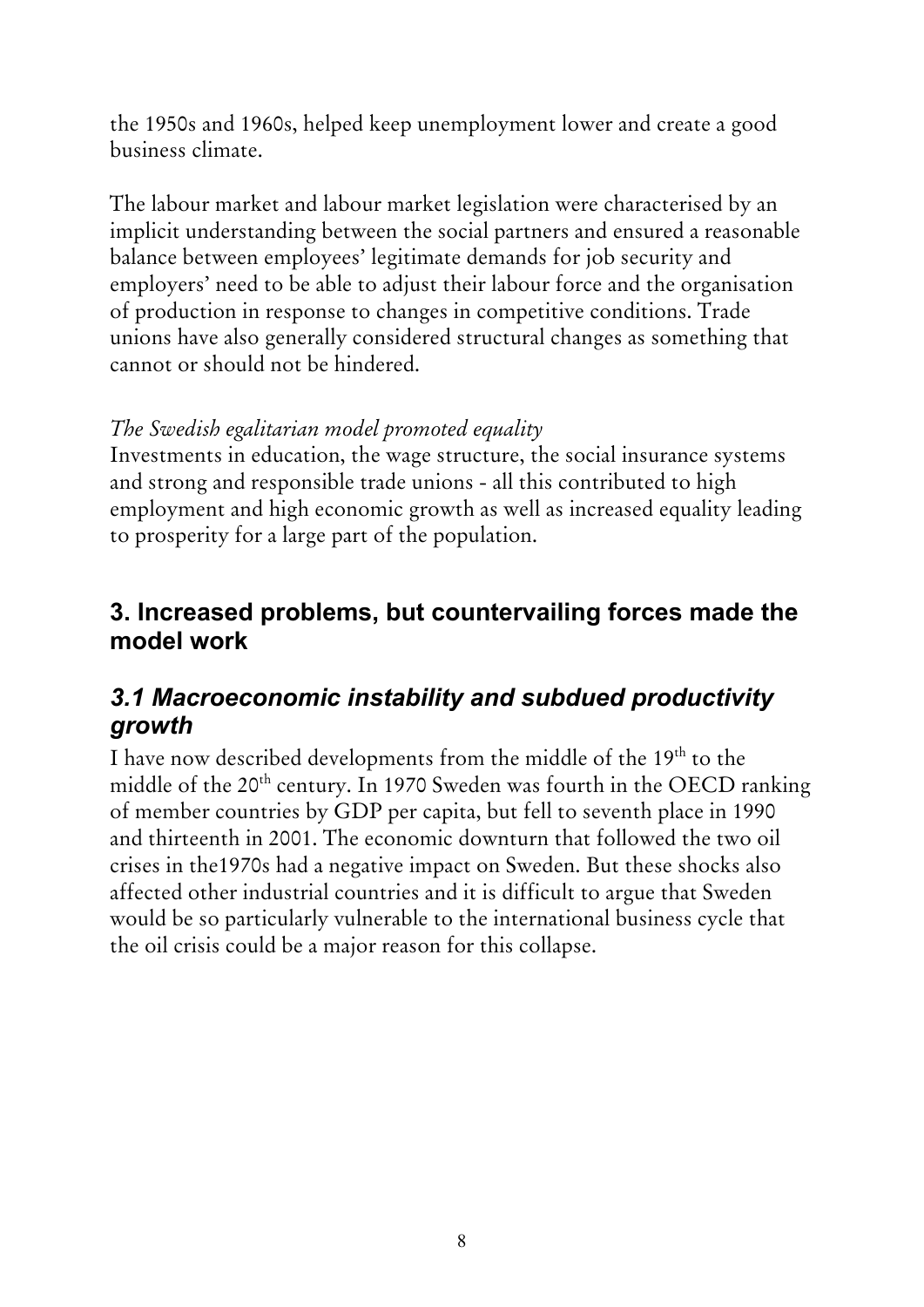the 1950s and 1960s, helped keep unemployment lower and create a good business climate.

The labour market and labour market legislation were characterised by an implicit understanding between the social partners and ensured a reasonable balance between employees' legitimate demands for job security and employers' need to be able to adjust their labour force and the organisation of production in response to changes in competitive conditions. Trade unions have also generally considered structural changes as something that cannot or should not be hindered.

*The Swedish egalitarian model promoted equality*

Investments in education, the wage structure, the social insurance systems and strong and responsible trade unions - all this contributed to high employment and high economic growth as well as increased equality leading to prosperity for a large part of the population.

## 3. Increased problems, but countervailing forces made the model work

### *3.1 Macroeconomic instability and subdued productivity growth*

I have now described developments from the middle of the 19th to the middle of the 20th century. In 1970 Sweden was fourth in the OECD ranking of member countries by GDP per capita, but fell to seventh place in 1990 and thirteenth in 2001. The economic downturn that followed the two oil crises in the1970s had a negative impact on Sweden. But these shocks also affected other industrial countries and it is difficult to argue that Sweden would be so particularly vulnerable to the international business cycle that the oil crisis could be a major reason for this collapse.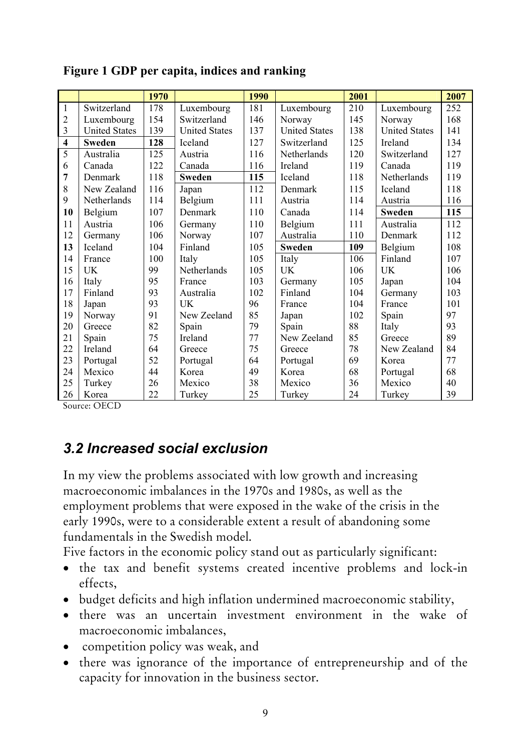**Figure 1 GDP per capita, indices and ranking**

| | | 1970 | | 1990 | | 2001 | | 2007 |
|---|---|---|---|---|---|---|---|---|
| 1 | Switzerland | 178 | Luxembourg | 181 | Luxembourg | 210 | Luxembourg | 252 |
| 2 | Luxembourg | 154 | Switzerland | 146 | Norway | 145 | Norway | 168 |
| 3 | United States | 139 | United States | 137 | United States | 138 | United States | 141 |
| **4** | **Sweden** | **128** | Iceland | 127 | Switzerland | 125 | Ireland | 134 |
| 5 | Australia | 125 | Austria | 116 | Netherlands | 120 | Switzerland | 127 |
| 6 | Canada | 122 | Canada | 116 | Ireland | 119 | Canada | 119 |
| **7** | Denmark | 118 | **Sweden** | **115** | Iceland | 118 | Netherlands | 119 |
| 8 | New Zealand | 116 | Japan | 112 | Denmark | 115 | Iceland | 118 |
| 9 | Netherlands | 114 | Belgium | 111 | Austria | 114 | Austria | 116 |
| **10** | Belgium | 107 | Denmark | 110 | Canada | 114 | **Sweden** | **115** |
| 11 | Austria | 106 | Germany | 110 | Belgium | 111 | Australia | 112 |
| 12 | Germany | 106 | Norway | 107 | Australia | 110 | Denmark | 112 |
| **13** | Iceland | 104 | Finland | 105 | **Sweden** | **109** | Belgium | 108 |
| 14 | France | 100 | Italy | 105 | Italy | 106 | Finland | 107 |
| 15 | UK | 99 | Netherlands | 105 | UK | 106 | UK | 106 |
| 16 | Italy | 95 | France | 103 | Germany | 105 | Japan | 104 |
| 17 | Finland | 93 | Australia | 102 | Finland | 104 | Germany | 103 |
| 18 | Japan | 93 | UK | 96 | France | 104 | France | 101 |
| 19 | Norway | 91 | New Zeeland | 85 | Japan | 102 | Spain | 97 |
| 20 | Greece | 82 | Spain | 79 | Spain | 88 | Italy | 93 |
| 21 | Spain | 75 | Ireland | 77 | New Zeeland | 85 | Greece | 89 |
| 22 | Ireland | 64 | Greece | 75 | Greece | 78 | New Zealand | 84 |
| 23 | Portugal | 52 | Portugal | 64 | Portugal | 69 | Korea | 77 |
| 24 | Mexico | 44 | Korea | 49 | Korea | 68 | Portugal | 68 |
| 25 | Turkey | 26 | Mexico | 38 | Mexico | 36 | Mexico | 40 |
| 26 | Korea | 22 | Turkey | 25 | Turkey | 24 | Turkey | 39 |

Source: OECD

### *3.2 Increased social exclusion*

In my view the problems associated with low growth and increasing macroeconomic imbalances in the 1970s and 1980s, as well as the employment problems that were exposed in the wake of the crisis in the early 1990s, were to a considerable extent a result of abandoning some fundamentals in the Swedish model.

Five factors in the economic policy stand out as particularly significant:

- the tax and benefit systems created incentive problems and lock-in effects,
- budget deficits and high inflation undermined macroeconomic stability,
- there was an uncertain investment environment in the wake of macroeconomic imbalances,
- competition policy was weak, and
- there was ignorance of the importance of entrepreneurship and of the capacity for innovation in the business sector.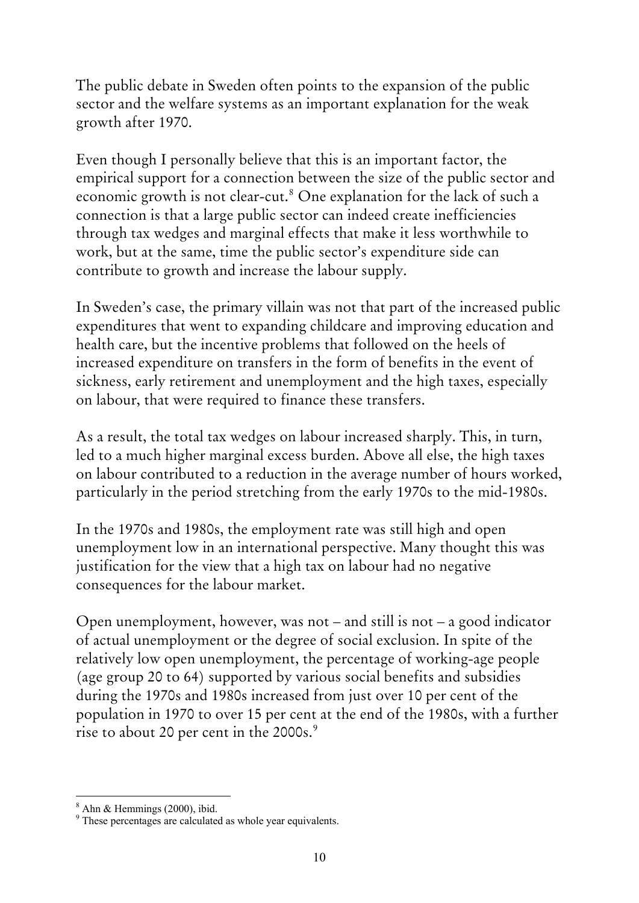The public debate in Sweden often points to the expansion of the public sector and the welfare systems as an important explanation for the weak growth after 1970.

Even though I personally believe that this is an important factor, the empirical support for a connection between the size of the public sector and economic growth is not clear-cut.[8] One explanation for the lack of such a connection is that a large public sector can indeed create inefficiencies through tax wedges and marginal effects that make it less worthwhile to work, but at the same, time the public sector's expenditure side can contribute to growth and increase the labour supply.

In Sweden's case, the primary villain was not that part of the increased public expenditures that went to expanding childcare and improving education and health care, but the incentive problems that followed on the heels of increased expenditure on transfers in the form of benefits in the event of sickness, early retirement and unemployment and the high taxes, especially on labour, that were required to finance these transfers.

As a result, the total tax wedges on labour increased sharply. This, in turn, led to a much higher marginal excess burden. Above all else, the high taxes on labour contributed to a reduction in the average number of hours worked, particularly in the period stretching from the early 1970s to the mid-1980s.

In the 1970s and 1980s, the employment rate was still high and open unemployment low in an international perspective. Many thought this was justification for the view that a high tax on labour had no negative consequences for the labour market.

Open unemployment, however, was not – and still is not – a good indicator of actual unemployment or the degree of social exclusion. In spite of the relatively low open unemployment, the percentage of working-age people (age group 20 to 64) supported by various social benefits and subsidies during the 1970s and 1980s increased from just over 10 per cent of the population in 1970 to over 15 per cent at the end of the 1980s, with a further rise to about 20 per cent in the 2000s.[9]

---

[8] Ahn & Hemmings (2000), ibid.

[9] These percentages are calculated as whole year equivalents.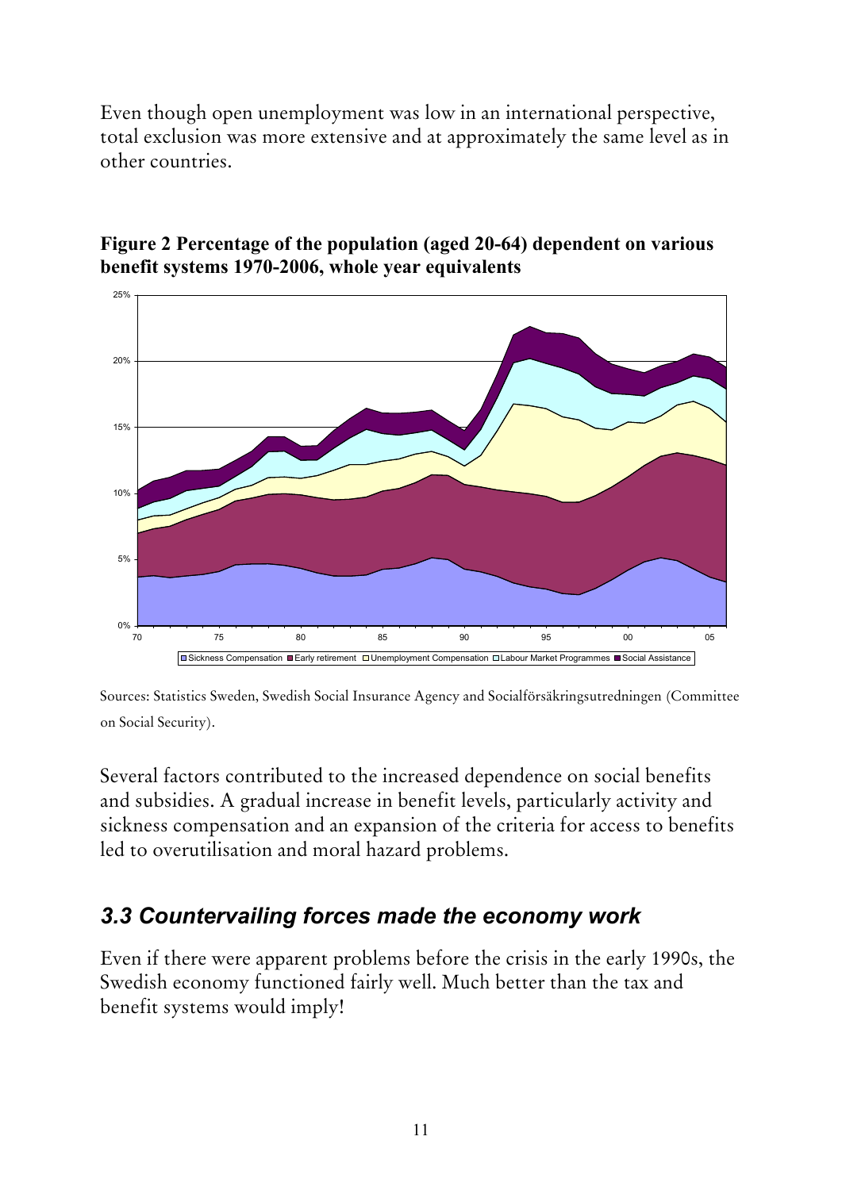Even though open unemployment was low in an international perspective, total exclusion was more extensive and at approximately the same level as in other countries.

**Figure 2 Percentage of the population (aged 20-64) dependent on various benefit systems 1970-2006, whole year equivalents**

Sources: Statistics Sweden, Swedish Social Insurance Agency and Socialförsäkringsutredningen (Committee on Social Security).

Several factors contributed to the increased dependence on social benefits and subsidies. A gradual increase in benefit levels, particularly activity and sickness compensation and an expansion of the criteria for access to benefits led to overutilisation and moral hazard problems.

## *3.3 Countervailing forces made the economy work*

Even if there were apparent problems before the crisis in the early 1990s, the Swedish economy functioned fairly well. Much better than the tax and benefit systems would imply!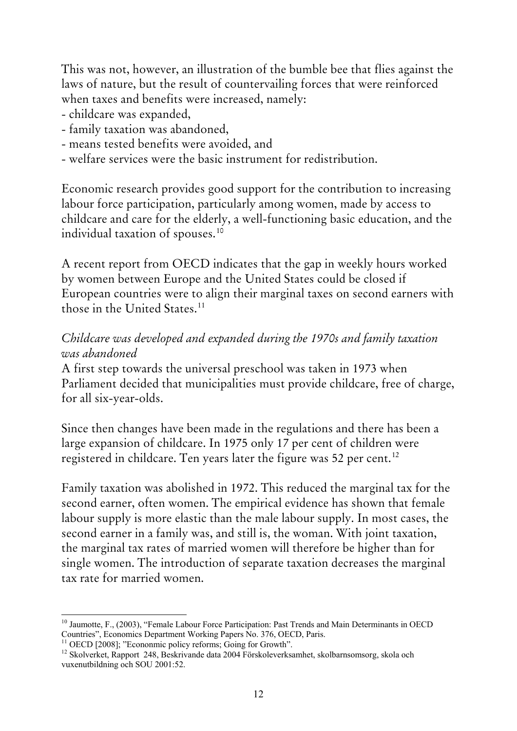This was not, however, an illustration of the bumble bee that flies against the laws of nature, but the result of countervailing forces that were reinforced when taxes and benefits were increased, namely:

- childcare was expanded,
- family taxation was abandoned,
- means tested benefits were avoided, and
- welfare services were the basic instrument for redistribution.

Economic research provides good support for the contribution to increasing labour force participation, particularly among women, made by access to childcare and care for the elderly, a well-functioning basic education, and the individual taxation of spouses.[10]

A recent report from OECD indicates that the gap in weekly hours worked by women between Europe and the United States could be closed if European countries were to align their marginal taxes on second earners with those in the United States.[11]

*Childcare was developed and expanded during the 1970s and family taxation was abandoned*

A first step towards the universal preschool was taken in 1973 when Parliament decided that municipalities must provide childcare, free of charge, for all six-year-olds.

Since then changes have been made in the regulations and there has been a large expansion of childcare. In 1975 only 17 per cent of children were registered in childcare. Ten years later the figure was 52 per cent.[12]

Family taxation was abolished in 1972. This reduced the marginal tax for the second earner, often women. The empirical evidence has shown that female labour supply is more elastic than the male labour supply. In most cases, the second earner in a family was, and still is, the woman. With joint taxation, the marginal tax rates of married women will therefore be higher than for single women. The introduction of separate taxation decreases the marginal tax rate for married women.

---

[10] Jaumotte, F., (2003), "Female Labour Force Participation: Past Trends and Main Determinants in OECD Countries", Economics Department Working Papers No. 376, OECD, Paris.

[11] OECD [2008]; "Econonmic policy reforms; Going for Growth".

[12] Skolverket, Rapport 248, Beskrivande data 2004 Förskoleverksamhet, skolbarnsomsorg, skola och vuxenutbildning och SOU 2001:52.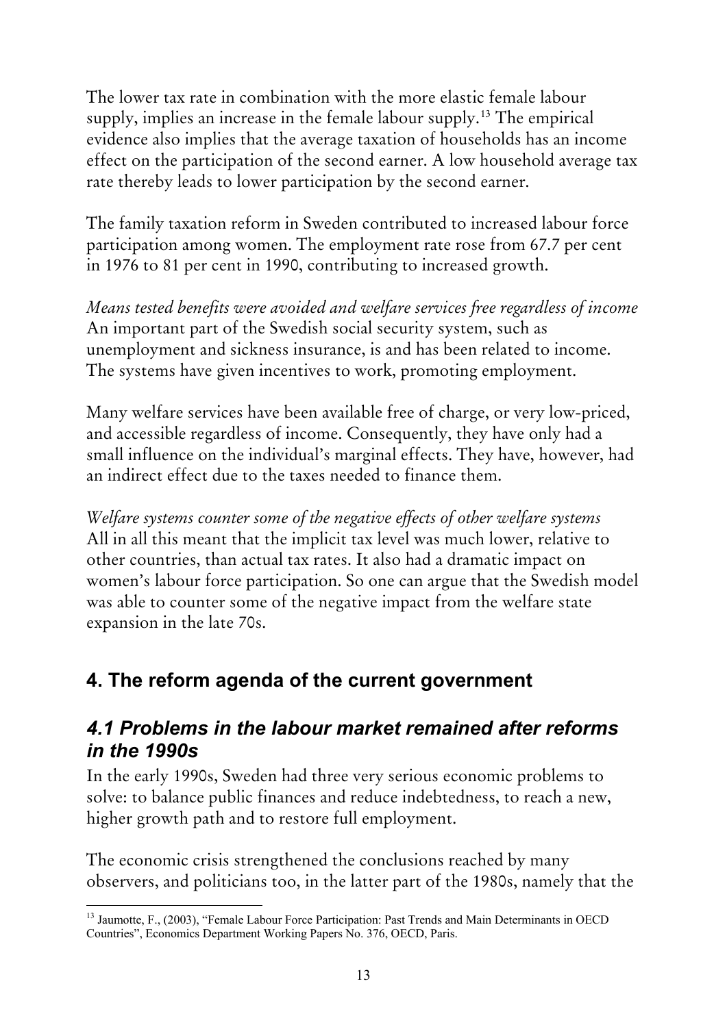The lower tax rate in combination with the more elastic female labour supply, implies an increase in the female labour supply.[13] The empirical evidence also implies that the average taxation of households has an income effect on the participation of the second earner. A low household average tax rate thereby leads to lower participation by the second earner.

The family taxation reform in Sweden contributed to increased labour force participation among women. The employment rate rose from 67.7 per cent in 1976 to 81 per cent in 1990, contributing to increased growth.

*Means tested benefits were avoided and welfare services free regardless of income*
An important part of the Swedish social security system, such as unemployment and sickness insurance, is and has been related to income. The systems have given incentives to work, promoting employment.

Many welfare services have been available free of charge, or very low-priced, and accessible regardless of income. Consequently, they have only had a small influence on the individual's marginal effects. They have, however, had an indirect effect due to the taxes needed to finance them.

*Welfare systems counter some of the negative effects of other welfare systems*
All in all this meant that the implicit tax level was much lower, relative to other countries, than actual tax rates. It also had a dramatic impact on women's labour force participation. So one can argue that the Swedish model was able to counter some of the negative impact from the welfare state expansion in the late 70s.

## 4. The reform agenda of the current government

### *4.1 Problems in the labour market remained after reforms in the 1990s*

In the early 1990s, Sweden had three very serious economic problems to solve: to balance public finances and reduce indebtedness, to reach a new, higher growth path and to restore full employment.

The economic crisis strengthened the conclusions reached by many observers, and politicians too, in the latter part of the 1980s, namely that the

---

[13] Jaumotte, F., (2003), "Female Labour Force Participation: Past Trends and Main Determinants in OECD Countries", Economics Department Working Papers No. 376, OECD, Paris.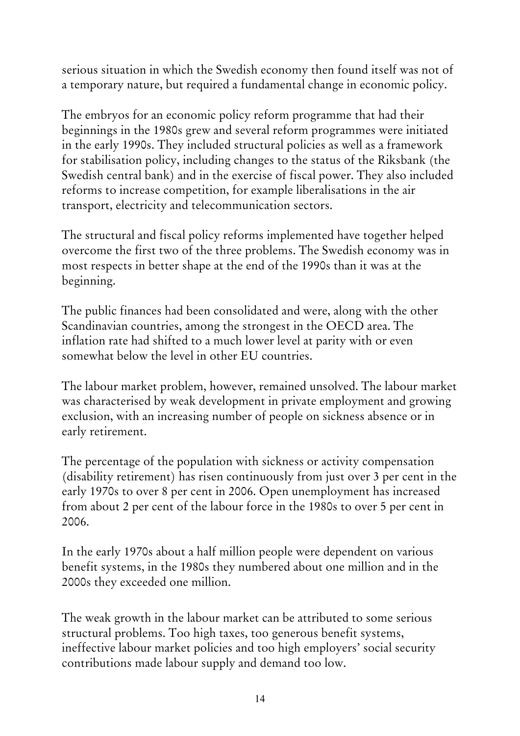serious situation in which the Swedish economy then found itself was not of a temporary nature, but required a fundamental change in economic policy.

The embryos for an economic policy reform programme that had their beginnings in the 1980s grew and several reform programmes were initiated in the early 1990s. They included structural policies as well as a framework for stabilisation policy, including changes to the status of the Riksbank (the Swedish central bank) and in the exercise of fiscal power. They also included reforms to increase competition, for example liberalisations in the air transport, electricity and telecommunication sectors.

The structural and fiscal policy reforms implemented have together helped overcome the first two of the three problems. The Swedish economy was in most respects in better shape at the end of the 1990s than it was at the beginning.

The public finances had been consolidated and were, along with the other Scandinavian countries, among the strongest in the OECD area. The inflation rate had shifted to a much lower level at parity with or even somewhat below the level in other EU countries.

The labour market problem, however, remained unsolved. The labour market was characterised by weak development in private employment and growing exclusion, with an increasing number of people on sickness absence or in early retirement.

The percentage of the population with sickness or activity compensation (disability retirement) has risen continuously from just over 3 per cent in the early 1970s to over 8 per cent in 2006. Open unemployment has increased from about 2 per cent of the labour force in the 1980s to over 5 per cent in 2006.

In the early 1970s about a half million people were dependent on various benefit systems, in the 1980s they numbered about one million and in the 2000s they exceeded one million.

The weak growth in the labour market can be attributed to some serious structural problems. Too high taxes, too generous benefit systems, ineffective labour market policies and too high employers' social security contributions made labour supply and demand too low.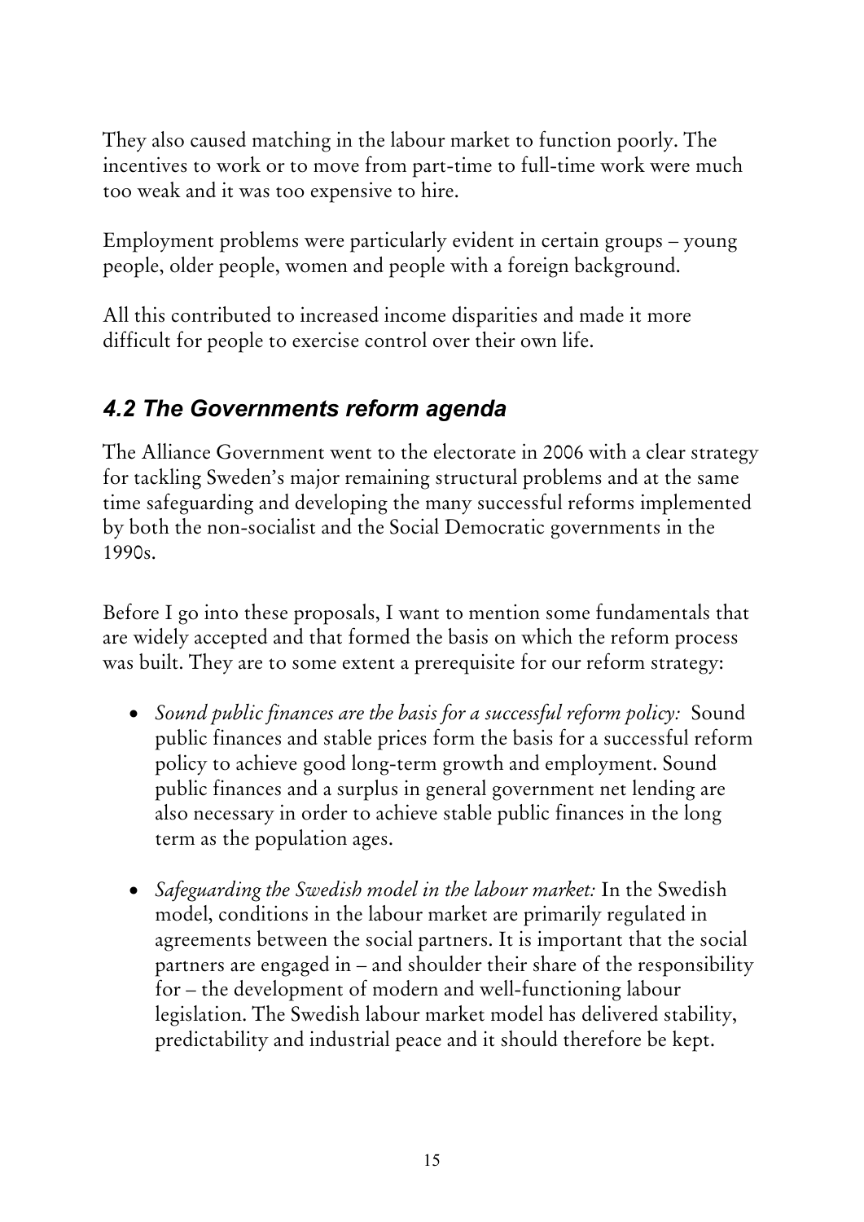They also caused matching in the labour market to function poorly. The incentives to work or to move from part-time to full-time work were much too weak and it was too expensive to hire.

Employment problems were particularly evident in certain groups – young people, older people, women and people with a foreign background.

All this contributed to increased income disparities and made it more difficult for people to exercise control over their own life.

## *4.2 The Governments reform agenda*

The Alliance Government went to the electorate in 2006 with a clear strategy for tackling Sweden's major remaining structural problems and at the same time safeguarding and developing the many successful reforms implemented by both the non-socialist and the Social Democratic governments in the 1990s.

Before I go into these proposals, I want to mention some fundamentals that are widely accepted and that formed the basis on which the reform process was built. They are to some extent a prerequisite for our reform strategy:

- *Sound public finances are the basis for a successful reform policy:* Sound public finances and stable prices form the basis for a successful reform policy to achieve good long-term growth and employment. Sound public finances and a surplus in general government net lending are also necessary in order to achieve stable public finances in the long term as the population ages.

- *Safeguarding the Swedish model in the labour market:* In the Swedish model, conditions in the labour market are primarily regulated in agreements between the social partners. It is important that the social partners are engaged in – and shoulder their share of the responsibility for – the development of modern and well-functioning labour legislation. The Swedish labour market model has delivered stability, predictability and industrial peace and it should therefore be kept.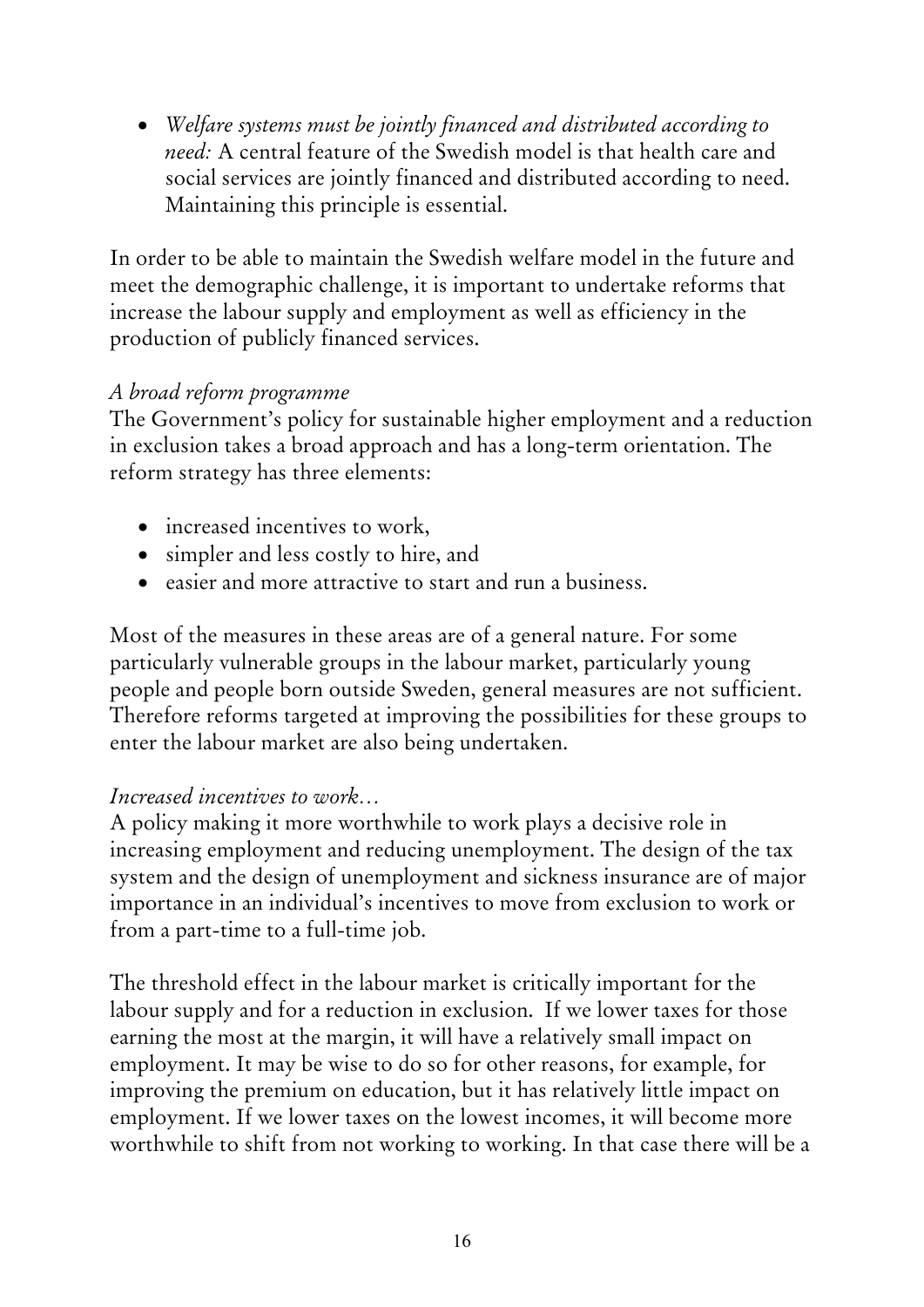- *Welfare systems must be jointly financed and distributed according to need:* A central feature of the Swedish model is that health care and social services are jointly financed and distributed according to need. Maintaining this principle is essential.

In order to be able to maintain the Swedish welfare model in the future and meet the demographic challenge, it is important to undertake reforms that increase the labour supply and employment as well as efficiency in the production of publicly financed services.

*A broad reform programme*
The Government's policy for sustainable higher employment and a reduction in exclusion takes a broad approach and has a long-term orientation. The reform strategy has three elements:

- increased incentives to work,
- simpler and less costly to hire, and
- easier and more attractive to start and run a business.

Most of the measures in these areas are of a general nature. For some particularly vulnerable groups in the labour market, particularly young people and people born outside Sweden, general measures are not sufficient. Therefore reforms targeted at improving the possibilities for these groups to enter the labour market are also being undertaken.

*Increased incentives to work…*
A policy making it more worthwhile to work plays a decisive role in increasing employment and reducing unemployment. The design of the tax system and the design of unemployment and sickness insurance are of major importance in an individual's incentives to move from exclusion to work or from a part-time to a full-time job.

The threshold effect in the labour market is critically important for the labour supply and for a reduction in exclusion. If we lower taxes for those earning the most at the margin, it will have a relatively small impact on employment. It may be wise to do so for other reasons, for example, for improving the premium on education, but it has relatively little impact on employment. If we lower taxes on the lowest incomes, it will become more worthwhile to shift from not working to working. In that case there will be a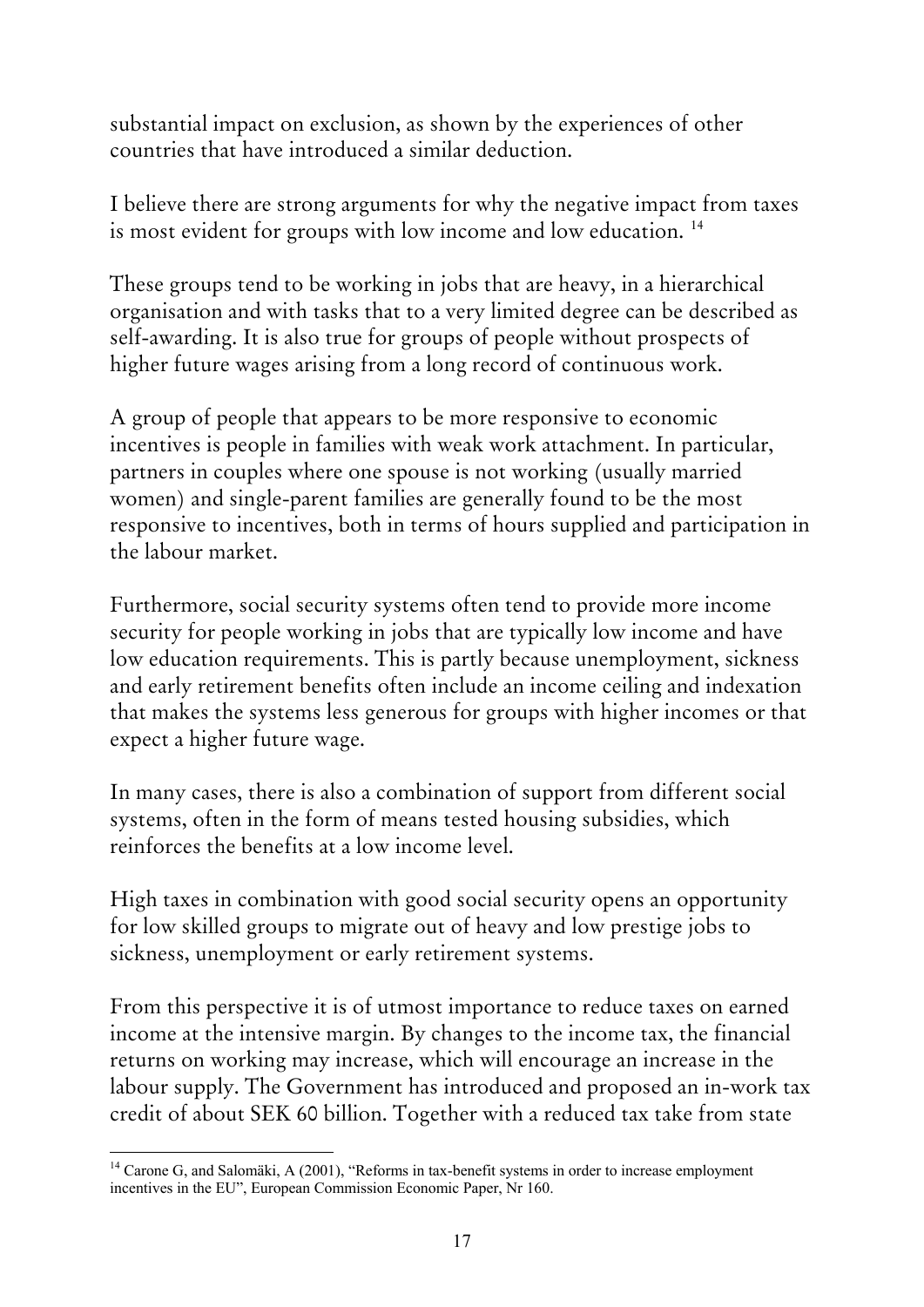substantial impact on exclusion, as shown by the experiences of other countries that have introduced a similar deduction.

I believe there are strong arguments for why the negative impact from taxes is most evident for groups with low income and low education. [14]

These groups tend to be working in jobs that are heavy, in a hierarchical organisation and with tasks that to a very limited degree can be described as self-awarding. It is also true for groups of people without prospects of higher future wages arising from a long record of continuous work.

A group of people that appears to be more responsive to economic incentives is people in families with weak work attachment. In particular, partners in couples where one spouse is not working (usually married women) and single-parent families are generally found to be the most responsive to incentives, both in terms of hours supplied and participation in the labour market.

Furthermore, social security systems often tend to provide more income security for people working in jobs that are typically low income and have low education requirements. This is partly because unemployment, sickness and early retirement benefits often include an income ceiling and indexation that makes the systems less generous for groups with higher incomes or that expect a higher future wage.

In many cases, there is also a combination of support from different social systems, often in the form of means tested housing subsidies, which reinforces the benefits at a low income level.

High taxes in combination with good social security opens an opportunity for low skilled groups to migrate out of heavy and low prestige jobs to sickness, unemployment or early retirement systems.

From this perspective it is of utmost importance to reduce taxes on earned income at the intensive margin. By changes to the income tax, the financial returns on working may increase, which will encourage an increase in the labour supply. The Government has introduced and proposed an in-work tax credit of about SEK 60 billion. Together with a reduced tax take from state

---

[14] Carone G, and Salomäki, A (2001), "Reforms in tax-benefit systems in order to increase employment incentives in the EU", European Commission Economic Paper, Nr 160.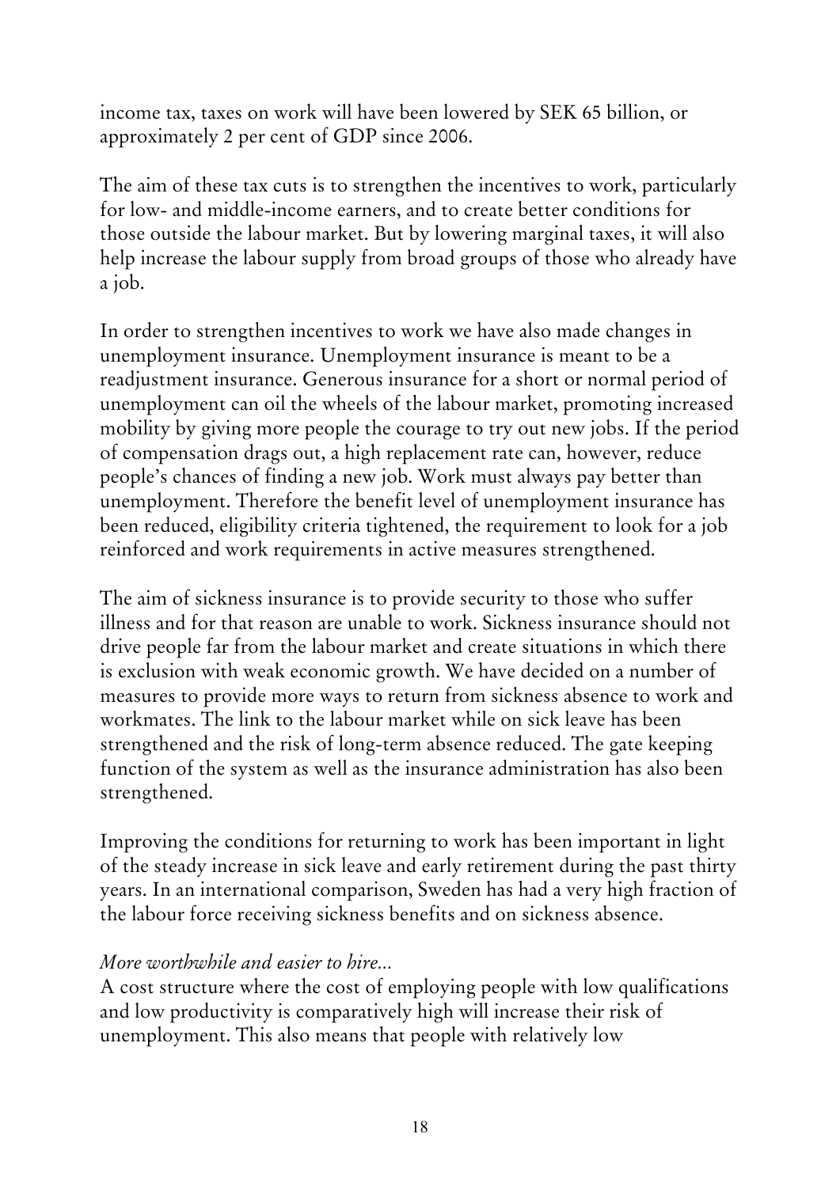income tax, taxes on work will have been lowered by SEK 65 billion, or approximately 2 per cent of GDP since 2006.

The aim of these tax cuts is to strengthen the incentives to work, particularly for low- and middle-income earners, and to create better conditions for those outside the labour market. But by lowering marginal taxes, it will also help increase the labour supply from broad groups of those who already have a job.

In order to strengthen incentives to work we have also made changes in unemployment insurance. Unemployment insurance is meant to be a readjustment insurance. Generous insurance for a short or normal period of unemployment can oil the wheels of the labour market, promoting increased mobility by giving more people the courage to try out new jobs. If the period of compensation drags out, a high replacement rate can, however, reduce people's chances of finding a new job. Work must always pay better than unemployment. Therefore the benefit level of unemployment insurance has been reduced, eligibility criteria tightened, the requirement to look for a job reinforced and work requirements in active measures strengthened.

The aim of sickness insurance is to provide security to those who suffer illness and for that reason are unable to work. Sickness insurance should not drive people far from the labour market and create situations in which there is exclusion with weak economic growth. We have decided on a number of measures to provide more ways to return from sickness absence to work and workmates. The link to the labour market while on sick leave has been strengthened and the risk of long-term absence reduced. The gate keeping function of the system as well as the insurance administration has also been strengthened.

Improving the conditions for returning to work has been important in light of the steady increase in sick leave and early retirement during the past thirty years. In an international comparison, Sweden has had a very high fraction of the labour force receiving sickness benefits and on sickness absence.

*More worthwhile and easier to hire...*

A cost structure where the cost of employing people with low qualifications and low productivity is comparatively high will increase their risk of unemployment. This also means that people with relatively low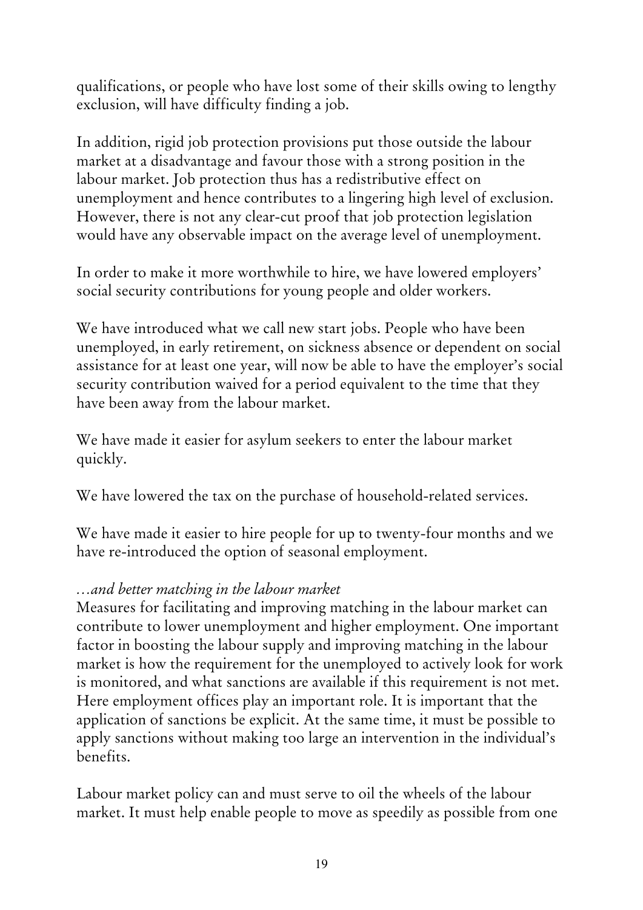qualifications, or people who have lost some of their skills owing to lengthy exclusion, will have difficulty finding a job.

In addition, rigid job protection provisions put those outside the labour market at a disadvantage and favour those with a strong position in the labour market. Job protection thus has a redistributive effect on unemployment and hence contributes to a lingering high level of exclusion. However, there is not any clear-cut proof that job protection legislation would have any observable impact on the average level of unemployment.

In order to make it more worthwhile to hire, we have lowered employers' social security contributions for young people and older workers.

We have introduced what we call new start jobs. People who have been unemployed, in early retirement, on sickness absence or dependent on social assistance for at least one year, will now be able to have the employer's social security contribution waived for a period equivalent to the time that they have been away from the labour market.

We have made it easier for asylum seekers to enter the labour market quickly.

We have lowered the tax on the purchase of household-related services.

We have made it easier to hire people for up to twenty-four months and we have re-introduced the option of seasonal employment.

*…and better matching in the labour market*

Measures for facilitating and improving matching in the labour market can contribute to lower unemployment and higher employment. One important factor in boosting the labour supply and improving matching in the labour market is how the requirement for the unemployed to actively look for work is monitored, and what sanctions are available if this requirement is not met. Here employment offices play an important role. It is important that the application of sanctions be explicit. At the same time, it must be possible to apply sanctions without making too large an intervention in the individual's benefits.

Labour market policy can and must serve to oil the wheels of the labour market. It must help enable people to move as speedily as possible from one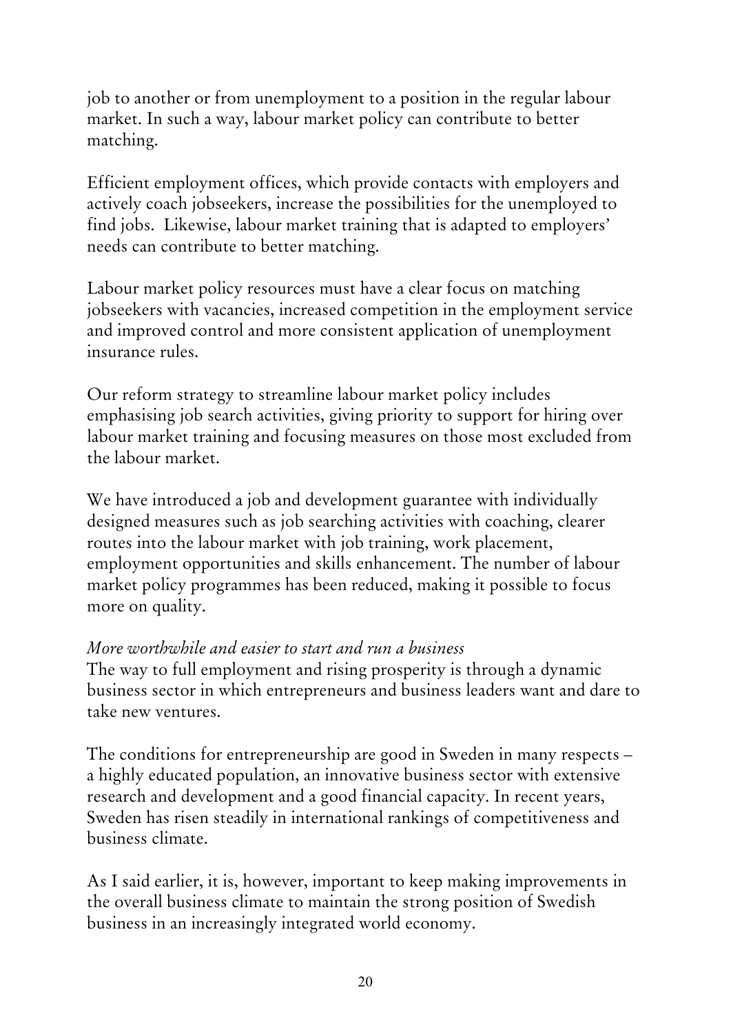job to another or from unemployment to a position in the regular labour market. In such a way, labour market policy can contribute to better matching.

Efficient employment offices, which provide contacts with employers and actively coach jobseekers, increase the possibilities for the unemployed to find jobs. Likewise, labour market training that is adapted to employers' needs can contribute to better matching.

Labour market policy resources must have a clear focus on matching jobseekers with vacancies, increased competition in the employment service and improved control and more consistent application of unemployment insurance rules.

Our reform strategy to streamline labour market policy includes emphasising job search activities, giving priority to support for hiring over labour market training and focusing measures on those most excluded from the labour market.

We have introduced a job and development guarantee with individually designed measures such as job searching activities with coaching, clearer routes into the labour market with job training, work placement, employment opportunities and skills enhancement. The number of labour market policy programmes has been reduced, making it possible to focus more on quality.

*More worthwhile and easier to start and run a business*

The way to full employment and rising prosperity is through a dynamic business sector in which entrepreneurs and business leaders want and dare to take new ventures.

The conditions for entrepreneurship are good in Sweden in many respects – a highly educated population, an innovative business sector with extensive research and development and a good financial capacity. In recent years, Sweden has risen steadily in international rankings of competitiveness and business climate.

As I said earlier, it is, however, important to keep making improvements in the overall business climate to maintain the strong position of Swedish business in an increasingly integrated world economy.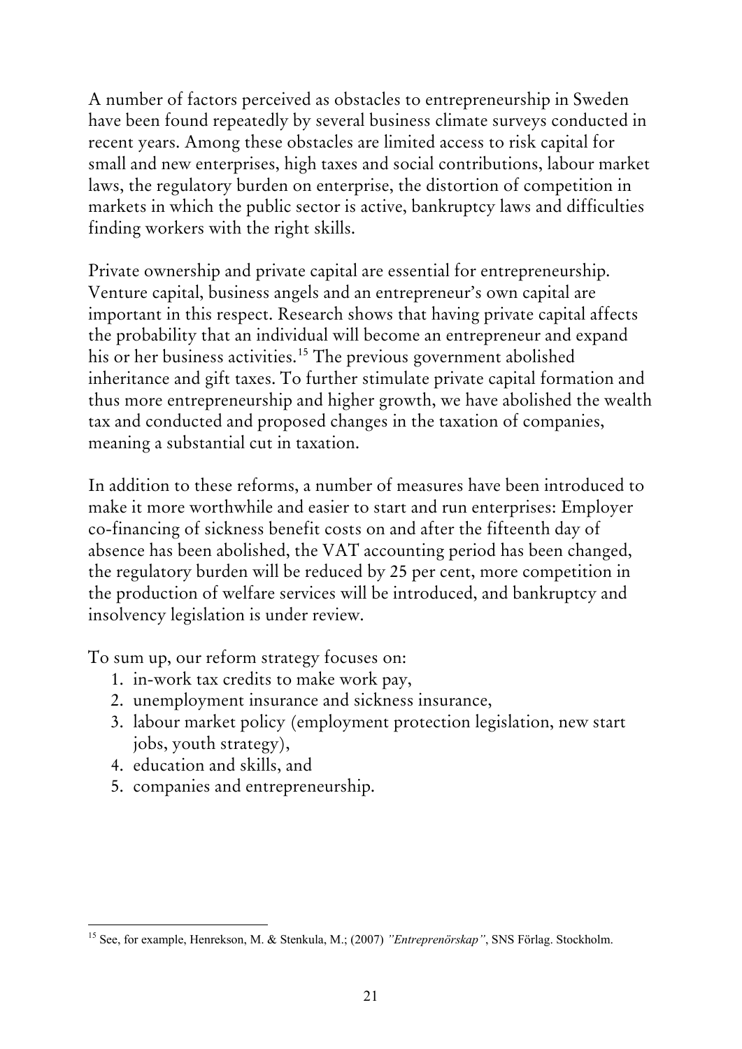A number of factors perceived as obstacles to entrepreneurship in Sweden have been found repeatedly by several business climate surveys conducted in recent years. Among these obstacles are limited access to risk capital for small and new enterprises, high taxes and social contributions, labour market laws, the regulatory burden on enterprise, the distortion of competition in markets in which the public sector is active, bankruptcy laws and difficulties finding workers with the right skills.

Private ownership and private capital are essential for entrepreneurship. Venture capital, business angels and an entrepreneur's own capital are important in this respect. Research shows that having private capital affects the probability that an individual will become an entrepreneur and expand his or her business activities.[15] The previous government abolished inheritance and gift taxes. To further stimulate private capital formation and thus more entrepreneurship and higher growth, we have abolished the wealth tax and conducted and proposed changes in the taxation of companies, meaning a substantial cut in taxation.

In addition to these reforms, a number of measures have been introduced to make it more worthwhile and easier to start and run enterprises: Employer co-financing of sickness benefit costs on and after the fifteenth day of absence has been abolished, the VAT accounting period has been changed, the regulatory burden will be reduced by 25 per cent, more competition in the production of welfare services will be introduced, and bankruptcy and insolvency legislation is under review.

To sum up, our reform strategy focuses on:

1. in-work tax credits to make work pay,
2. unemployment insurance and sickness insurance,
3. labour market policy (employment protection legislation, new start jobs, youth strategy),
4. education and skills, and
5. companies and entrepreneurship.

---

[15] See, for example, Henrekson, M. & Stenkula, M.; (2007) *"Entreprenörskap"*, SNS Förlag. Stockholm.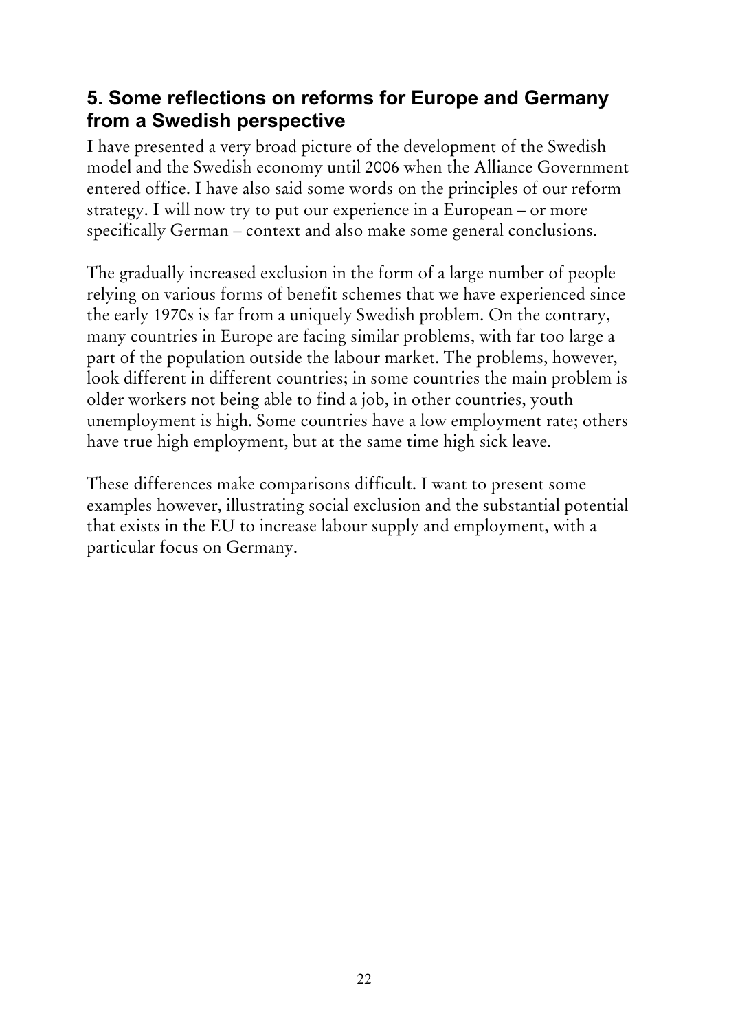## 5. Some reflections on reforms for Europe and Germany from a Swedish perspective

I have presented a very broad picture of the development of the Swedish model and the Swedish economy until 2006 when the Alliance Government entered office. I have also said some words on the principles of our reform strategy. I will now try to put our experience in a European – or more specifically German – context and also make some general conclusions.

The gradually increased exclusion in the form of a large number of people relying on various forms of benefit schemes that we have experienced since the early 1970s is far from a uniquely Swedish problem. On the contrary, many countries in Europe are facing similar problems, with far too large a part of the population outside the labour market. The problems, however, look different in different countries; in some countries the main problem is older workers not being able to find a job, in other countries, youth unemployment is high. Some countries have a low employment rate; others have true high employment, but at the same time high sick leave.

These differences make comparisons difficult. I want to present some examples however, illustrating social exclusion and the substantial potential that exists in the EU to increase labour supply and employment, with a particular focus on Germany.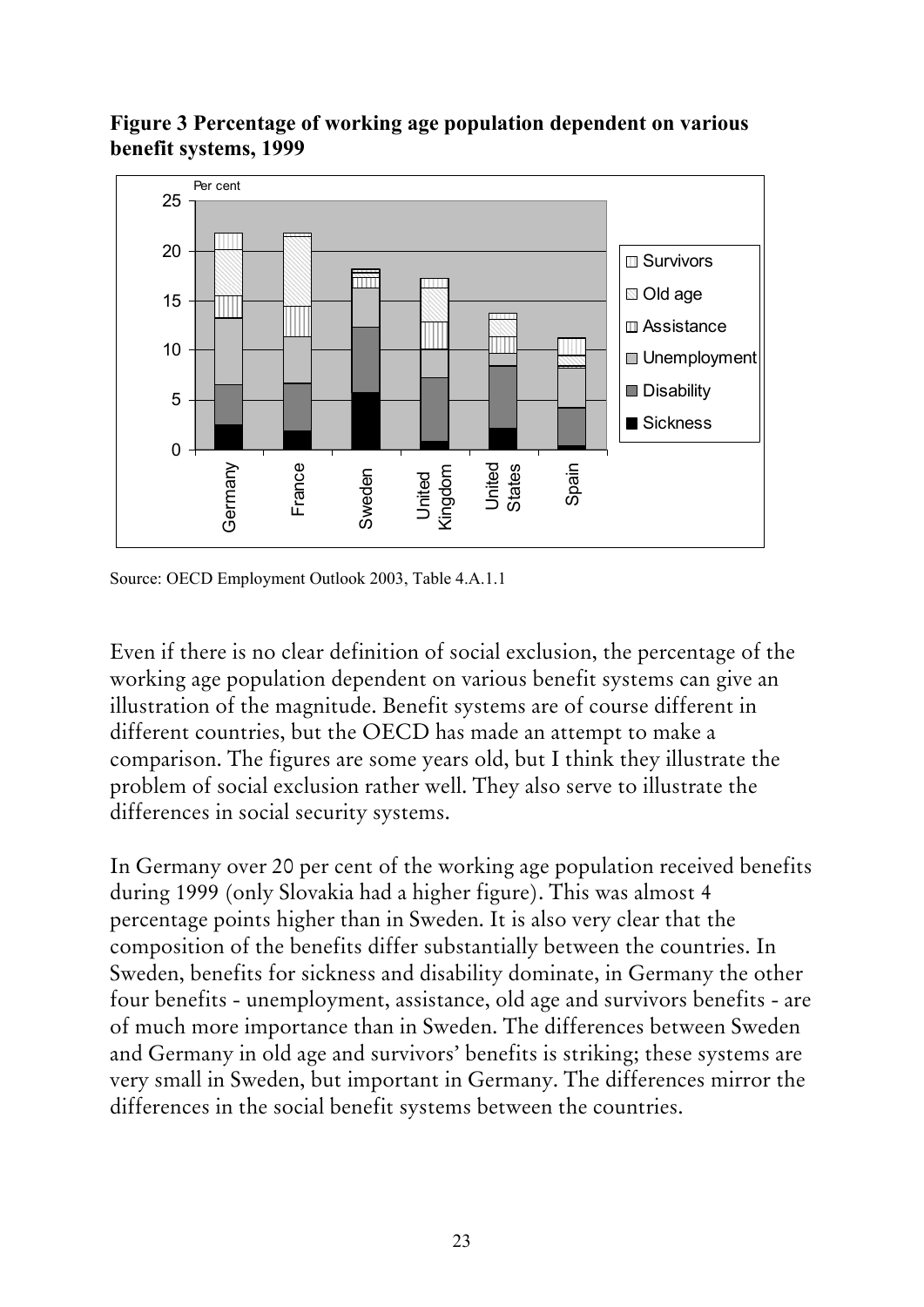**Figure 3 Percentage of working age population dependent on various benefit systems, 1999**

Source: OECD Employment Outlook 2003, Table 4.A.1.1

Even if there is no clear definition of social exclusion, the percentage of the working age population dependent on various benefit systems can give an illustration of the magnitude. Benefit systems are of course different in different countries, but the OECD has made an attempt to make a comparison. The figures are some years old, but I think they illustrate the problem of social exclusion rather well. They also serve to illustrate the differences in social security systems.

In Germany over 20 per cent of the working age population received benefits during 1999 (only Slovakia had a higher figure). This was almost 4 percentage points higher than in Sweden. It is also very clear that the composition of the benefits differ substantially between the countries. In Sweden, benefits for sickness and disability dominate, in Germany the other four benefits - unemployment, assistance, old age and survivors benefits - are of much more importance than in Sweden. The differences between Sweden and Germany in old age and survivors' benefits is striking; these systems are very small in Sweden, but important in Germany. The differences mirror the differences in the social benefit systems between the countries.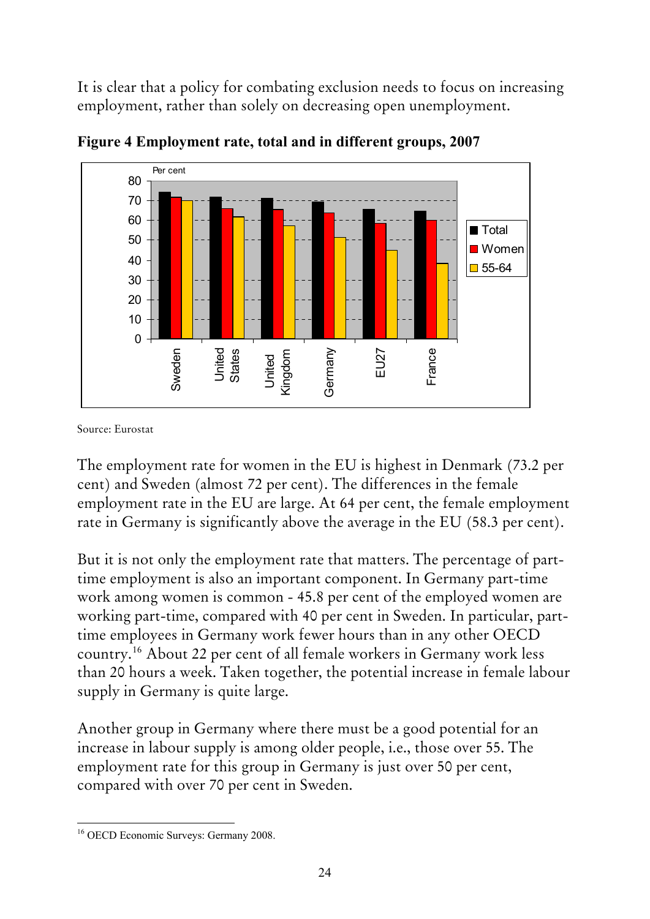It is clear that a policy for combating exclusion needs to focus on increasing employment, rather than solely on decreasing open unemployment.

**Figure 4 Employment rate, total and in different groups, 2007**

Source: Eurostat

The employment rate for women in the EU is highest in Denmark (73.2 per cent) and Sweden (almost 72 per cent). The differences in the female employment rate in the EU are large. At 64 per cent, the female employment rate in Germany is significantly above the average in the EU (58.3 per cent).

But it is not only the employment rate that matters. The percentage of part-time employment is also an important component. In Germany part-time work among women is common - 45.8 per cent of the employed women are working part-time, compared with 40 per cent in Sweden. In particular, part-time employees in Germany work fewer hours than in any other OECD country.[16] About 22 per cent of all female workers in Germany work less than 20 hours a week. Taken together, the potential increase in female labour supply in Germany is quite large.

Another group in Germany where there must be a good potential for an increase in labour supply is among older people, i.e., those over 55. The employment rate for this group in Germany is just over 50 per cent, compared with over 70 per cent in Sweden.

[16] OECD Economic Surveys: Germany 2008.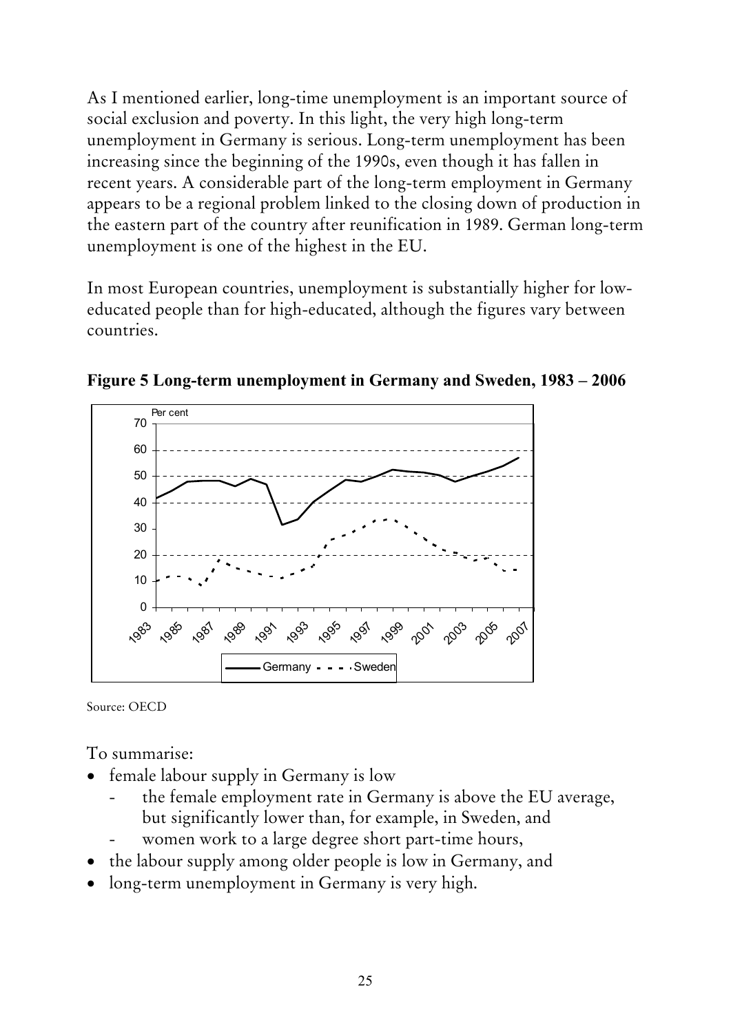As I mentioned earlier, long-time unemployment is an important source of social exclusion and poverty. In this light, the very high long-term unemployment in Germany is serious. Long-term unemployment has been increasing since the beginning of the 1990s, even though it has fallen in recent years. A considerable part of the long-term employment in Germany appears to be a regional problem linked to the closing down of production in the eastern part of the country after reunification in 1989. German long-term unemployment is one of the highest in the EU.

In most European countries, unemployment is substantially higher for low-educated people than for high-educated, although the figures vary between countries.

**Figure 5 Long-term unemployment in Germany and Sweden, 1983 – 2006**

Source: OECD

To summarise:

- female labour supply in Germany is low
    - the female employment rate in Germany is above the EU average, but significantly lower than, for example, in Sweden, and
    - women work to a large degree short part-time hours,
- the labour supply among older people is low in Germany, and
- long-term unemployment in Germany is very high.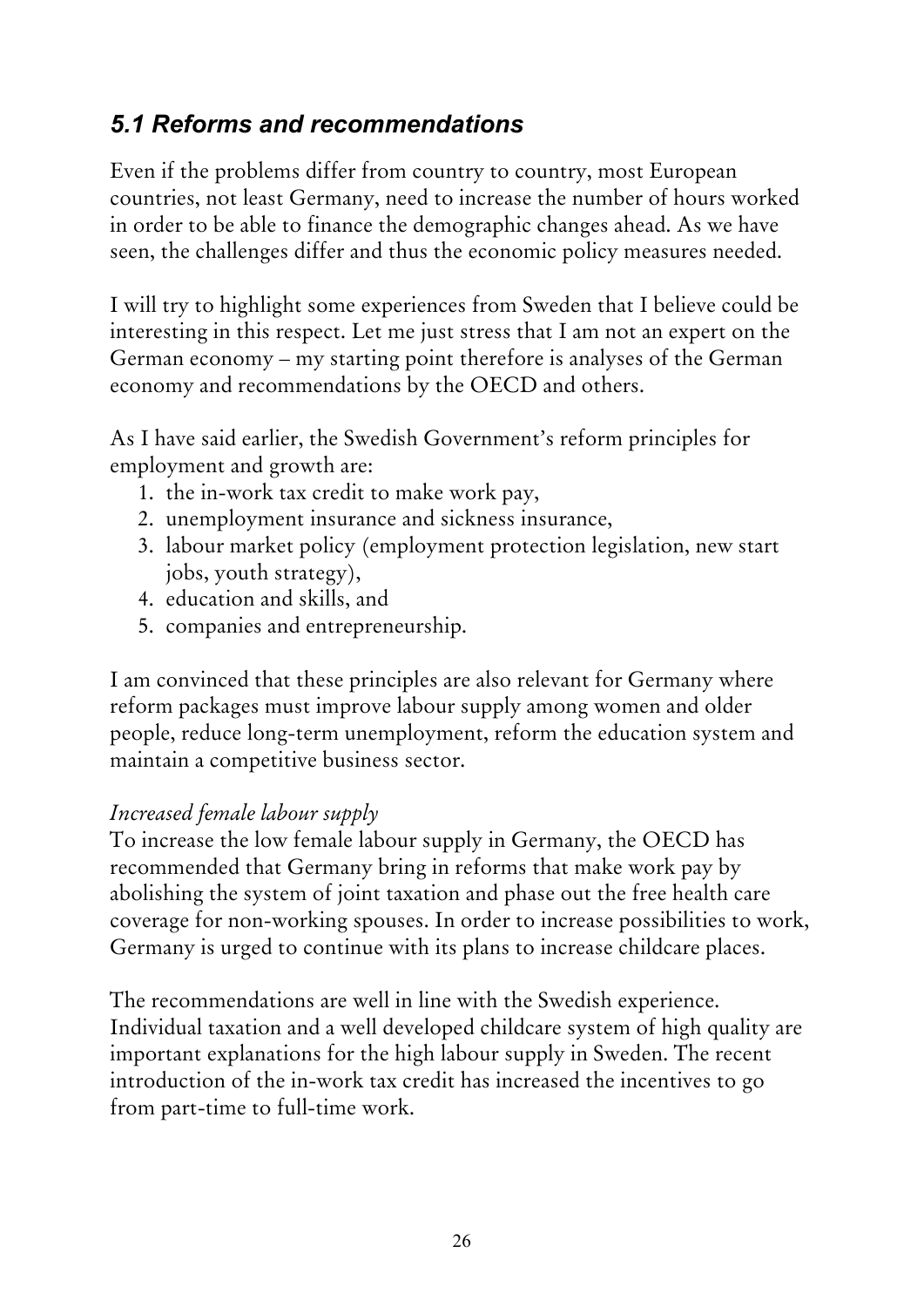## *5.1 Reforms and recommendations*

Even if the problems differ from country to country, most European countries, not least Germany, need to increase the number of hours worked in order to be able to finance the demographic changes ahead. As we have seen, the challenges differ and thus the economic policy measures needed.

I will try to highlight some experiences from Sweden that I believe could be interesting in this respect. Let me just stress that I am not an expert on the German economy – my starting point therefore is analyses of the German economy and recommendations by the OECD and others.

As I have said earlier, the Swedish Government's reform principles for employment and growth are:

1. the in-work tax credit to make work pay,
2. unemployment insurance and sickness insurance,
3. labour market policy (employment protection legislation, new start jobs, youth strategy),
4. education and skills, and
5. companies and entrepreneurship.

I am convinced that these principles are also relevant for Germany where reform packages must improve labour supply among women and older people, reduce long-term unemployment, reform the education system and maintain a competitive business sector.

*Increased female labour supply*

To increase the low female labour supply in Germany, the OECD has recommended that Germany bring in reforms that make work pay by abolishing the system of joint taxation and phase out the free health care coverage for non-working spouses. In order to increase possibilities to work, Germany is urged to continue with its plans to increase childcare places.

The recommendations are well in line with the Swedish experience. Individual taxation and a well developed childcare system of high quality are important explanations for the high labour supply in Sweden. The recent introduction of the in-work tax credit has increased the incentives to go from part-time to full-time work.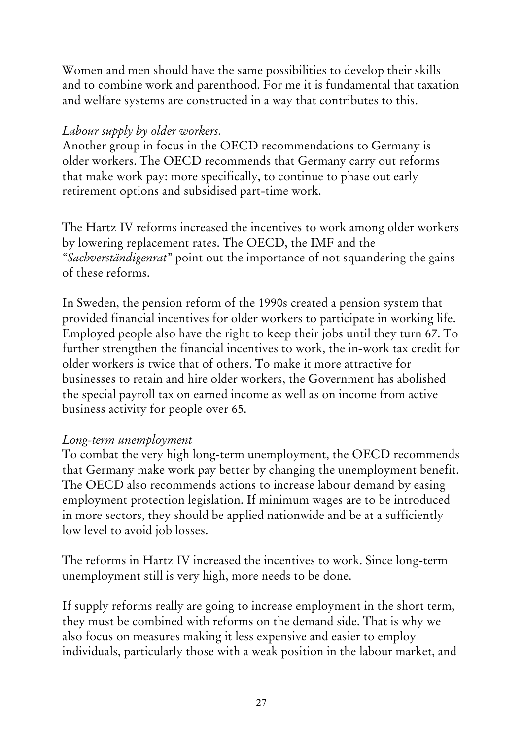Women and men should have the same possibilities to develop their skills and to combine work and parenthood. For me it is fundamental that taxation and welfare systems are constructed in a way that contributes to this.

*Labour supply by older workers.*

Another group in focus in the OECD recommendations to Germany is older workers. The OECD recommends that Germany carry out reforms that make work pay: more specifically, to continue to phase out early retirement options and subsidised part-time work.

The Hartz IV reforms increased the incentives to work among older workers by lowering replacement rates. The OECD, the IMF and the *"Sachverständigenrat"* point out the importance of not squandering the gains of these reforms.

In Sweden, the pension reform of the 1990s created a pension system that provided financial incentives for older workers to participate in working life. Employed people also have the right to keep their jobs until they turn 67. To further strengthen the financial incentives to work, the in-work tax credit for older workers is twice that of others. To make it more attractive for businesses to retain and hire older workers, the Government has abolished the special payroll tax on earned income as well as on income from active business activity for people over 65.

*Long-term unemployment*

To combat the very high long-term unemployment, the OECD recommends that Germany make work pay better by changing the unemployment benefit. The OECD also recommends actions to increase labour demand by easing employment protection legislation. If minimum wages are to be introduced in more sectors, they should be applied nationwide and be at a sufficiently low level to avoid job losses.

The reforms in Hartz IV increased the incentives to work. Since long-term unemployment still is very high, more needs to be done.

If supply reforms really are going to increase employment in the short term, they must be combined with reforms on the demand side. That is why we also focus on measures making it less expensive and easier to employ individuals, particularly those with a weak position in the labour market, and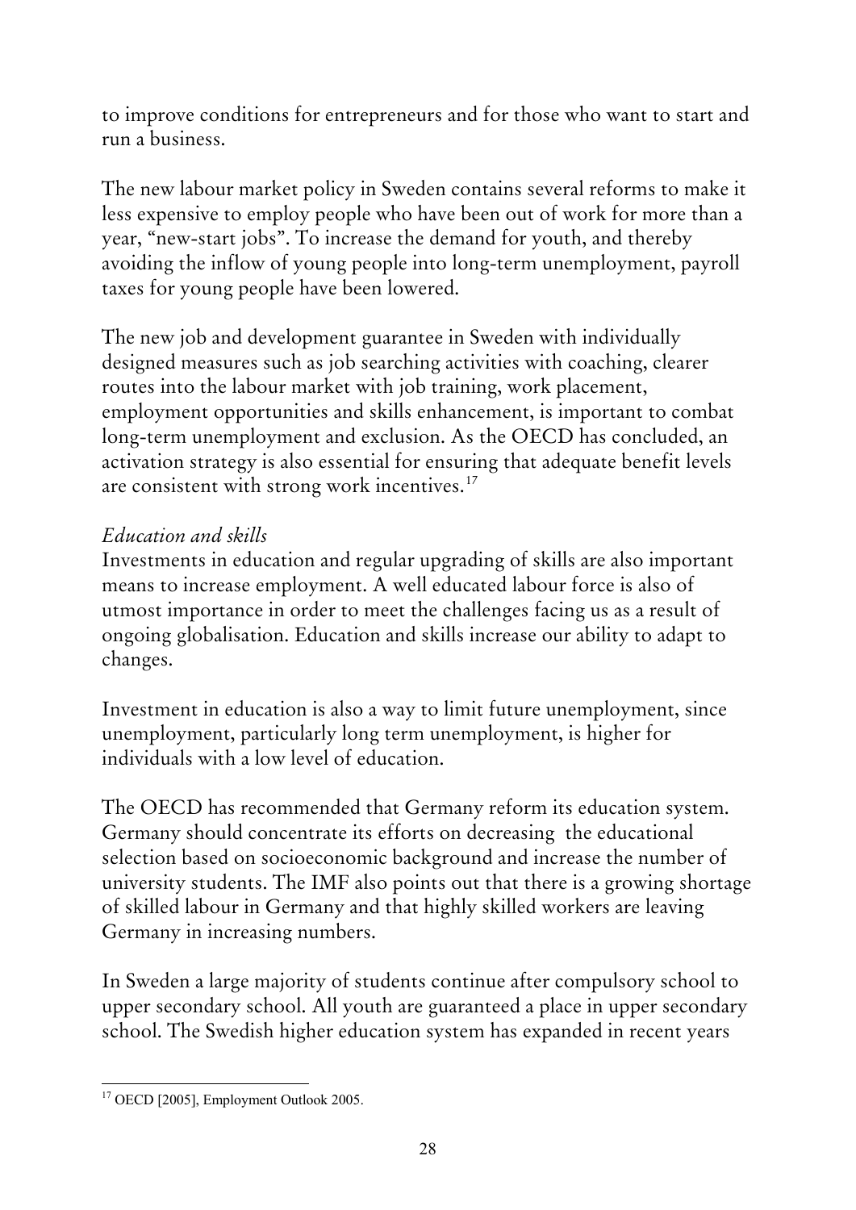to improve conditions for entrepreneurs and for those who want to start and run a business.

The new labour market policy in Sweden contains several reforms to make it less expensive to employ people who have been out of work for more than a year, "new-start jobs". To increase the demand for youth, and thereby avoiding the inflow of young people into long-term unemployment, payroll taxes for young people have been lowered.

The new job and development guarantee in Sweden with individually designed measures such as job searching activities with coaching, clearer routes into the labour market with job training, work placement, employment opportunities and skills enhancement, is important to combat long-term unemployment and exclusion. As the OECD has concluded, an activation strategy is also essential for ensuring that adequate benefit levels are consistent with strong work incentives.[17]

*Education and skills*

Investments in education and regular upgrading of skills are also important means to increase employment. A well educated labour force is also of utmost importance in order to meet the challenges facing us as a result of ongoing globalisation. Education and skills increase our ability to adapt to changes.

Investment in education is also a way to limit future unemployment, since unemployment, particularly long term unemployment, is higher for individuals with a low level of education.

The OECD has recommended that Germany reform its education system. Germany should concentrate its efforts on decreasing the educational selection based on socioeconomic background and increase the number of university students. The IMF also points out that there is a growing shortage of skilled labour in Germany and that highly skilled workers are leaving Germany in increasing numbers.

In Sweden a large majority of students continue after compulsory school to upper secondary school. All youth are guaranteed a place in upper secondary school. The Swedish higher education system has expanded in recent years

[17] OECD [2005], Employment Outlook 2005.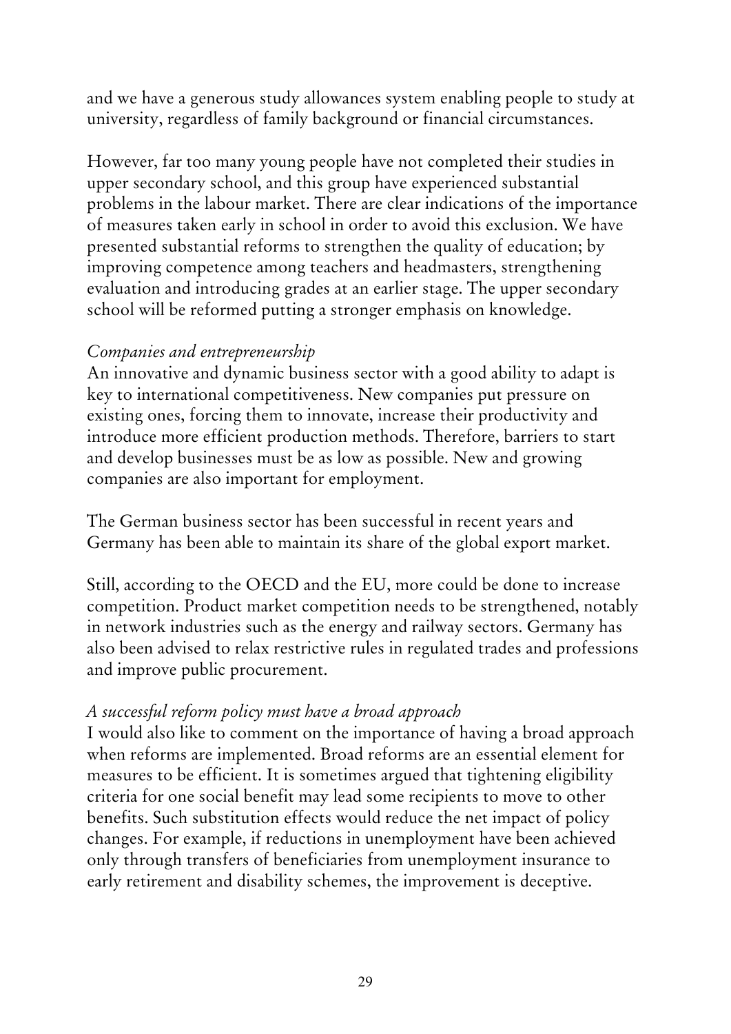and we have a generous study allowances system enabling people to study at university, regardless of family background or financial circumstances.

However, far too many young people have not completed their studies in upper secondary school, and this group have experienced substantial problems in the labour market. There are clear indications of the importance of measures taken early in school in order to avoid this exclusion. We have presented substantial reforms to strengthen the quality of education; by improving competence among teachers and headmasters, strengthening evaluation and introducing grades at an earlier stage. The upper secondary school will be reformed putting a stronger emphasis on knowledge.

*Companies and entrepreneurship*

An innovative and dynamic business sector with a good ability to adapt is key to international competitiveness. New companies put pressure on existing ones, forcing them to innovate, increase their productivity and introduce more efficient production methods. Therefore, barriers to start and develop businesses must be as low as possible. New and growing companies are also important for employment.

The German business sector has been successful in recent years and Germany has been able to maintain its share of the global export market.

Still, according to the OECD and the EU, more could be done to increase competition. Product market competition needs to be strengthened, notably in network industries such as the energy and railway sectors. Germany has also been advised to relax restrictive rules in regulated trades and professions and improve public procurement.

*A successful reform policy must have a broad approach*

I would also like to comment on the importance of having a broad approach when reforms are implemented. Broad reforms are an essential element for measures to be efficient. It is sometimes argued that tightening eligibility criteria for one social benefit may lead some recipients to move to other benefits. Such substitution effects would reduce the net impact of policy changes. For example, if reductions in unemployment have been achieved only through transfers of beneficiaries from unemployment insurance to early retirement and disability schemes, the improvement is deceptive.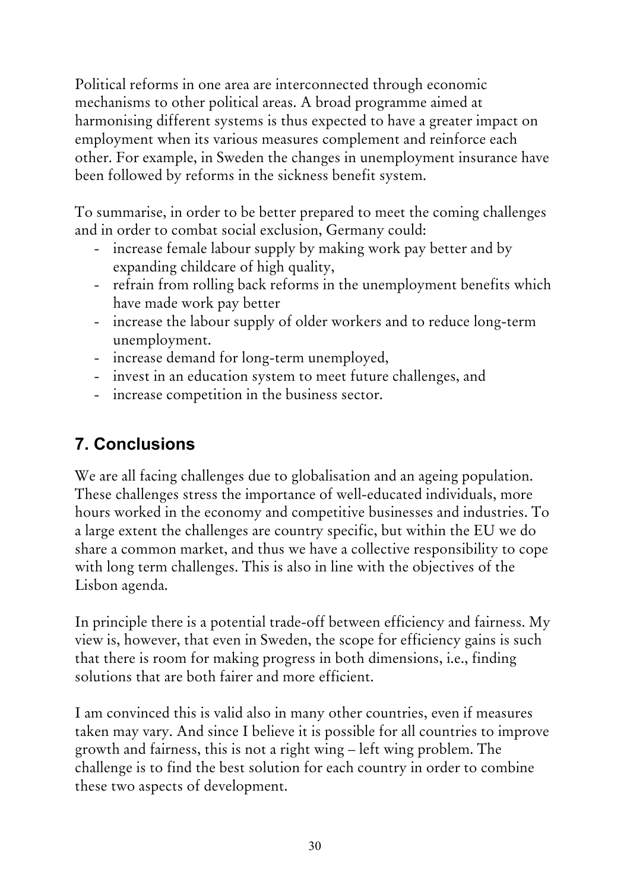Political reforms in one area are interconnected through economic mechanisms to other political areas. A broad programme aimed at harmonising different systems is thus expected to have a greater impact on employment when its various measures complement and reinforce each other. For example, in Sweden the changes in unemployment insurance have been followed by reforms in the sickness benefit system.

To summarise, in order to be better prepared to meet the coming challenges and in order to combat social exclusion, Germany could:

- increase female labour supply by making work pay better and by expanding childcare of high quality,
- refrain from rolling back reforms in the unemployment benefits which have made work pay better
- increase the labour supply of older workers and to reduce long-term unemployment.
- increase demand for long-term unemployed,
- invest in an education system to meet future challenges, and
- increase competition in the business sector.

## 7. Conclusions

We are all facing challenges due to globalisation and an ageing population. These challenges stress the importance of well-educated individuals, more hours worked in the economy and competitive businesses and industries. To a large extent the challenges are country specific, but within the EU we do share a common market, and thus we have a collective responsibility to cope with long term challenges. This is also in line with the objectives of the Lisbon agenda.

In principle there is a potential trade-off between efficiency and fairness. My view is, however, that even in Sweden, the scope for efficiency gains is such that there is room for making progress in both dimensions, i.e., finding solutions that are both fairer and more efficient.

I am convinced this is valid also in many other countries, even if measures taken may vary. And since I believe it is possible for all countries to improve growth and fairness, this is not a right wing – left wing problem. The challenge is to find the best solution for each country in order to combine these two aspects of development.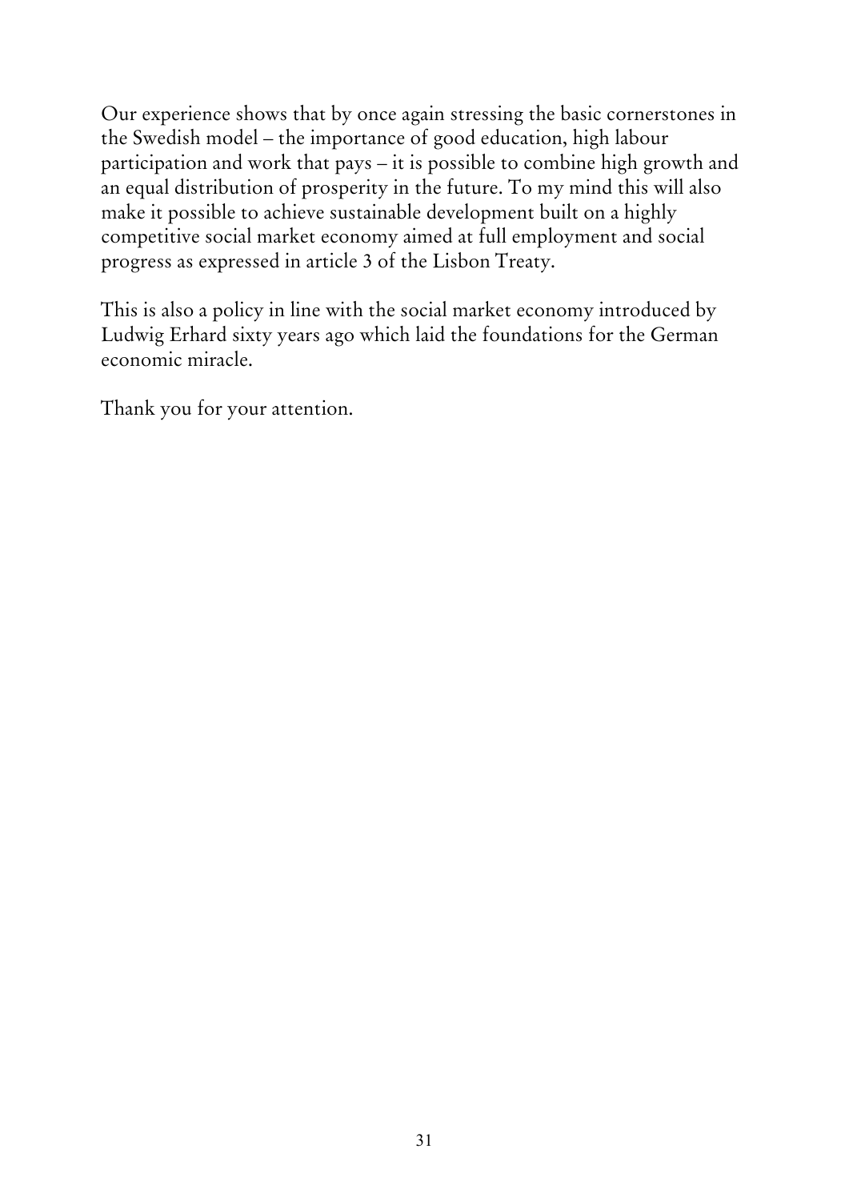Our experience shows that by once again stressing the basic cornerstones in the Swedish model – the importance of good education, high labour participation and work that pays – it is possible to combine high growth and an equal distribution of prosperity in the future. To my mind this will also make it possible to achieve sustainable development built on a highly competitive social market economy aimed at full employment and social progress as expressed in article 3 of the Lisbon Treaty.

This is also a policy in line with the social market economy introduced by Ludwig Erhard sixty years ago which laid the foundations for the German economic miracle.

Thank you for your attention.